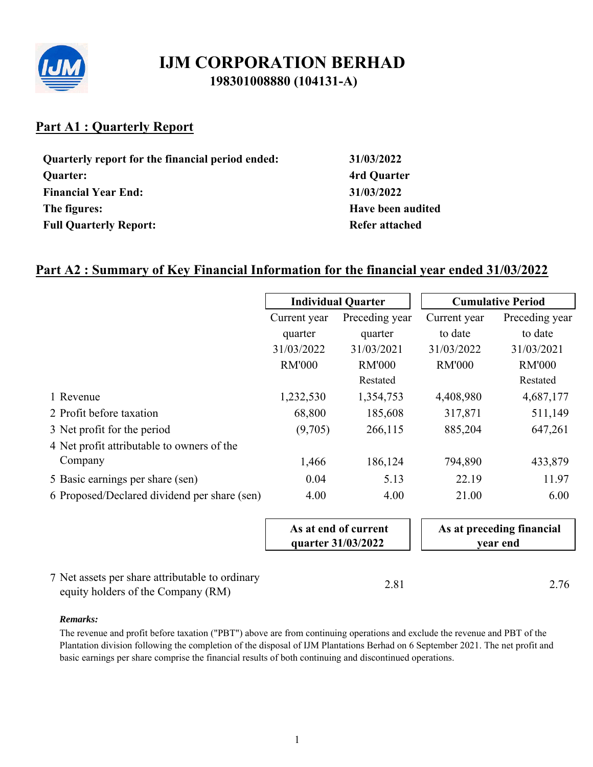# IJM CORPORATION BERHAD

**198301008880 (104131-A)**

## Part A1 : Quarterly Report

| | |
|---|---|
| **Quarterly report for the financial period ended:** | **31/03/2022** |
| **Quarter:** | **4rd Quarter** |
| **Financial Year End:** | **31/03/2022** |
| **The figures:** | **Have been audited** |
| **Full Quarterly Report:** | **Refer attached** |

## Part A2 : Summary of Key Financial Information for the financial year ended 31/03/2022

| | **Individual Quarter** | | **Cumulative Period** | |
|---|---|---|---|---|
| | Current year quarter 31/03/2022 RM'000 | Preceding year quarter 31/03/2021 RM'000 Restated | Current year to date 31/03/2022 RM'000 | Preceding year to date 31/03/2021 RM'000 Restated |
| 1 Revenue | 1,232,530 | 1,354,753 | 4,408,980 | 4,687,177 |
| 2 Profit before taxation | 68,800 | 185,608 | 317,871 | 511,149 |
| 3 Net profit for the period | (9,705) | 266,115 | 885,204 | 647,261 |
| 4 Net profit attributable to owners of the Company | 1,466 | 186,124 | 794,890 | 433,879 |
| 5 Basic earnings per share (sen) | 0.04 | 5.13 | 22.19 | 11.97 |
| 6 Proposed/Declared dividend per share (sen) | 4.00 | 4.00 | 21.00 | 6.00 |

| | **As at end of current quarter 31/03/2022** | **As at preceding financial year end** |
|---|---|---|
| 7 Net assets per share attributable to ordinary equity holders of the Company (RM) | 2.81 | 2.76 |

***Remarks:***

The revenue and profit before taxation ("PBT") above are from continuing operations and exclude the revenue and PBT of the Plantation division following the completion of the disposal of IJM Plantations Berhad on 6 September 2021. The net profit and basic earnings per share comprise the financial results of both continuing and discontinued operations.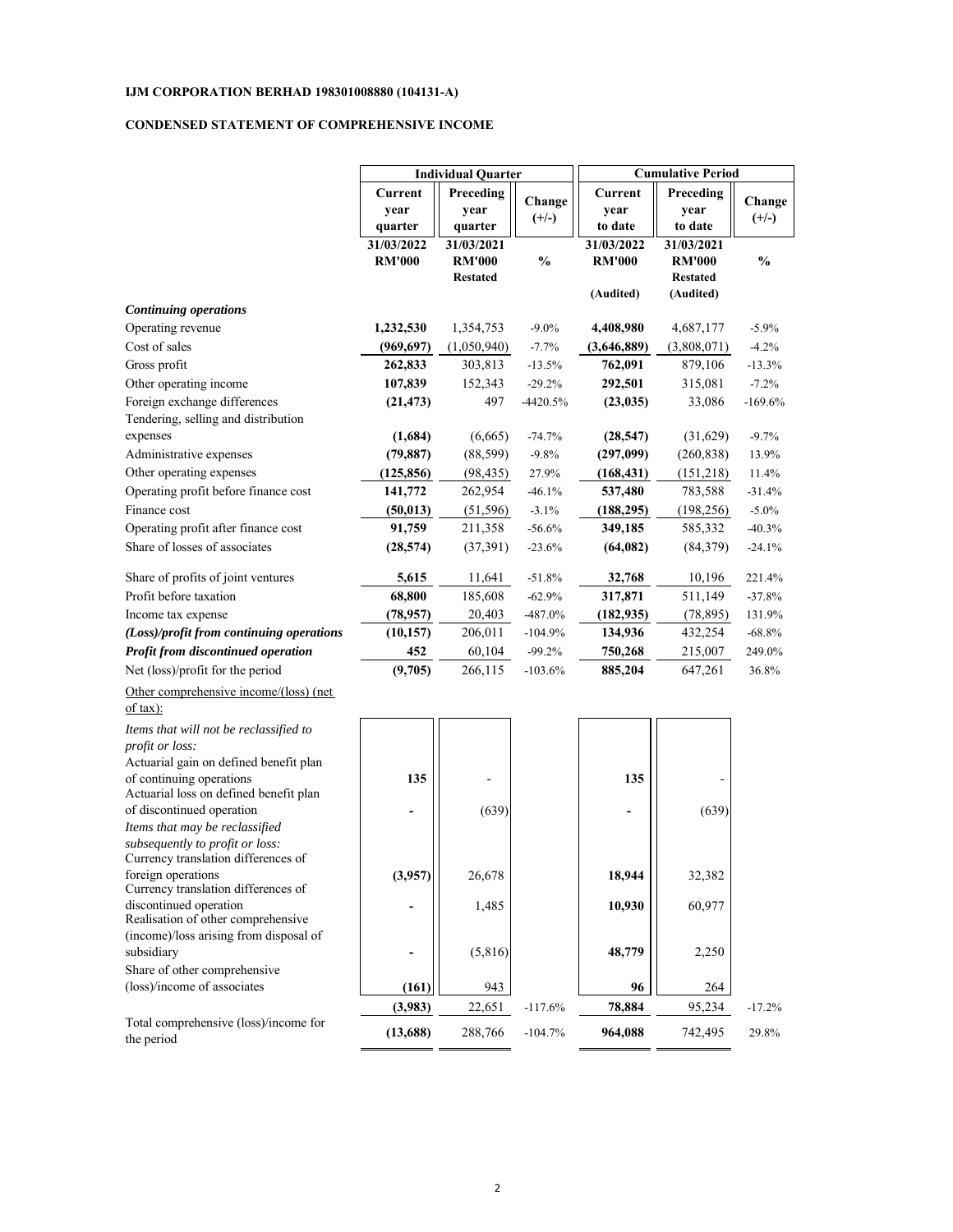**IJM CORPORATION BERHAD 198301008880 (104131-A)**

**CONDENSED STATEMENT OF COMPREHENSIVE INCOME**

| | Individual Quarter | | | Cumulative Period | | |
|---|---|---|---|---|---|---|
| | Current year quarter | Preceding year quarter | Change (+/-) | Current year to date | Preceding year to date | Change (+/-) |
| | 31/03/2022 RM'000 | 31/03/2021 RM'000 Restated | % | 31/03/2022 RM'000 (Audited) | 31/03/2021 RM'000 Restated (Audited) | % |
| ***Continuing operations*** | | | | | | |
| Operating revenue | **1,232,530** | 1,354,753 | -9.0% | **4,408,980** | 4,687,177 | -5.9% |
| Cost of sales | **(969,697)** | (1,050,940) | -7.7% | **(3,646,889)** | (3,808,071) | -4.2% |
| Gross profit | **262,833** | 303,813 | -13.5% | **762,091** | 879,106 | -13.3% |
| Other operating income | **107,839** | 152,343 | -29.2% | **292,501** | 315,081 | -7.2% |
| Foreign exchange differences | **(21,473)** | 497 | -4420.5% | **(23,035)** | 33,086 | -169.6% |
| Tendering, selling and distribution expenses | **(1,684)** | (6,665) | -74.7% | **(28,547)** | (31,629) | -9.7% |
| Administrative expenses | **(79,887)** | (88,599) | -9.8% | **(297,099)** | (260,838) | 13.9% |
| Other operating expenses | **(125,856)** | (98,435) | 27.9% | **(168,431)** | (151,218) | 11.4% |
| Operating profit before finance cost | **141,772** | 262,954 | -46.1% | **537,480** | 783,588 | -31.4% |
| Finance cost | **(50,013)** | (51,596) | -3.1% | **(188,295)** | (198,256) | -5.0% |
| Operating profit after finance cost | **91,759** | 211,358 | -56.6% | **349,185** | 585,332 | -40.3% |
| Share of losses of associates | **(28,574)** | (37,391) | -23.6% | **(64,082)** | (84,379) | -24.1% |
| Share of profits of joint ventures | **5,615** | 11,641 | -51.8% | **32,768** | 10,196 | 221.4% |
| Profit before taxation | **68,800** | 185,608 | -62.9% | **317,871** | 511,149 | -37.8% |
| Income tax expense | **(78,957)** | 20,403 | -487.0% | **(182,935)** | (78,895) | 131.9% |
| ***(Loss)/profit from continuing operations*** | **(10,157)** | 206,011 | -104.9% | **134,936** | 432,254 | -68.8% |
| ***Profit from discontinued operation*** | **452** | 60,104 | -99.2% | **750,268** | 215,007 | 249.0% |
| Net (loss)/profit for the period | **(9,705)** | 266,115 | -103.6% | **885,204** | 647,261 | 36.8% |
| Other comprehensive income/(loss) (net of tax): | | | | | | |
| *Items that will not be reclassified to profit or loss:* | | | | | | |
| Actuarial gain on defined benefit plan of continuing operations | **135** | - | | **135** | - | |
| Actuarial loss on defined benefit plan of discontinued operation | **-** | (639) | | **-** | (639) | |
| *Items that may be reclassified subsequently to profit or loss:* | | | | | | |
| Currency translation differences of foreign operations | **(3,957)** | 26,678 | | **18,944** | 32,382 | |
| Currency translation differences of discontinued operation | **-** | 1,485 | | **10,930** | 60,977 | |
| Realisation of other comprehensive (income)/loss arising from disposal of subsidiary | **-** | (5,816) | | **48,779** | 2,250 | |
| Share of other comprehensive (loss)/income of associates | **(161)** | 943 | | **96** | 264 | |
| | **(3,983)** | 22,651 | -117.6% | **78,884** | 95,234 | -17.2% |
| Total comprehensive (loss)/income for the period | **(13,688)** | 288,766 | -104.7% | **964,088** | 742,495 | 29.8% |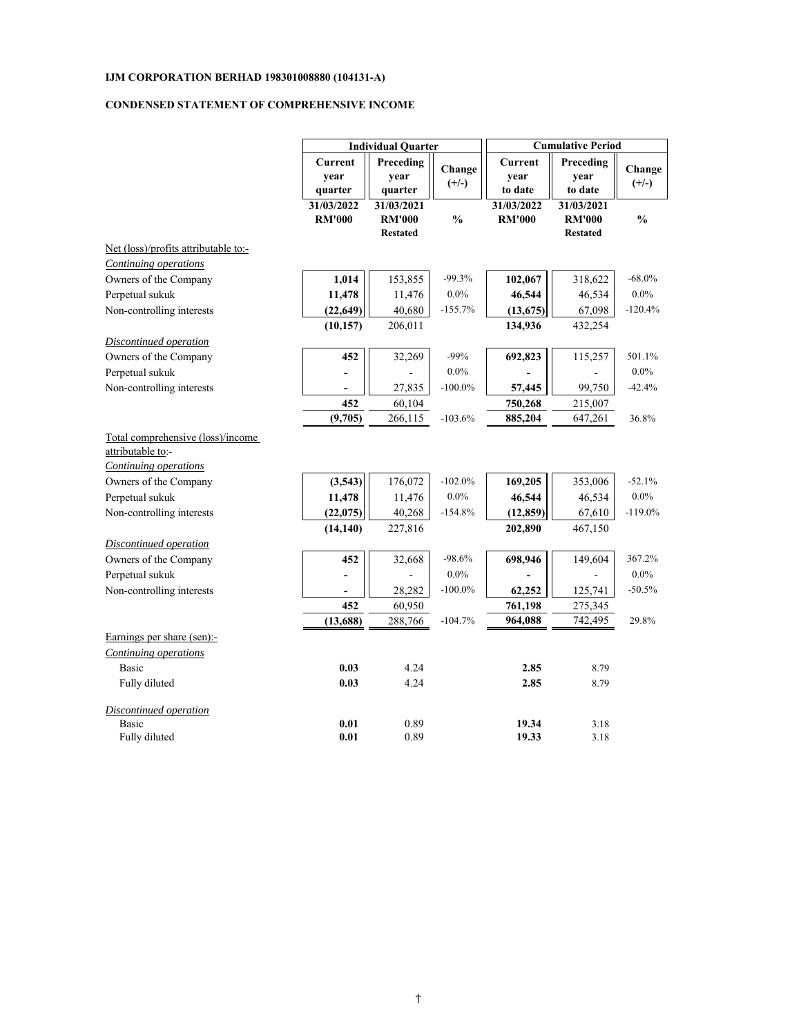**IJM CORPORATION BERHAD 198301008880 (104131-A)**

**CONDENSED STATEMENT OF COMPREHENSIVE INCOME**

| | Individual Quarter | | | Cumulative Period | | |
|---|---|---|---|---|---|---|
| | Current year quarter | Preceding year quarter | Change (+/-) | Current year to date | Preceding year to date | Change (+/-) |
| | 31/03/2022 RM'000 | 31/03/2021 RM'000 Restated | % | 31/03/2022 RM'000 | 31/03/2021 RM'000 Restated | % |
| Net (loss)/profits attributable to:- | | | | | | |
| *Continuing operations* | | | | | | |
| Owners of the Company | **1,014** | 153,855 | -99.3% | **102,067** | 318,622 | -68.0% |
| Perpetual sukuk | **11,478** | 11,476 | 0.0% | **46,544** | 46,534 | 0.0% |
| Non-controlling interests | **(22,649)** | 40,680 | -155.7% | **(13,675)** | 67,098 | -120.4% |
| | **(10,157)** | 206,011 | | **134,936** | 432,254 | |
| *Discontinued operation* | | | | | | |
| Owners of the Company | **452** | 32,269 | -99% | **692,823** | 115,257 | 501.1% |
| Perpetual sukuk | **-** | - | 0.0% | **-** | - | 0.0% |
| Non-controlling interests | **-** | 27,835 | -100.0% | **57,445** | 99,750 | -42.4% |
| | **452** | 60,104 | | **750,268** | 215,007 | |
| | **(9,705)** | 266,115 | -103.6% | **885,204** | 647,261 | 36.8% |
| Total comprehensive (loss)/income attributable to:- | | | | | | |
| *Continuing operations* | | | | | | |
| Owners of the Company | **(3,543)** | 176,072 | -102.0% | **169,205** | 353,006 | -52.1% |
| Perpetual sukuk | **11,478** | 11,476 | 0.0% | **46,544** | 46,534 | 0.0% |
| Non-controlling interests | **(22,075)** | 40,268 | -154.8% | **(12,859)** | 67,610 | -119.0% |
| | **(14,140)** | 227,816 | | **202,890** | 467,150 | |
| *Discontinued operation* | | | | | | |
| Owners of the Company | **452** | 32,668 | -98.6% | **698,946** | 149,604 | 367.2% |
| Perpetual sukuk | **-** | - | 0.0% | **-** | - | 0.0% |
| Non-controlling interests | **-** | 28,282 | -100.0% | **62,252** | 125,741 | -50.5% |
| | **452** | 60,950 | | **761,198** | 275,345 | |
| | **(13,688)** | 288,766 | -104.7% | **964,088** | 742,495 | 29.8% |
| Earnings per share (sen):- | | | | | | |
| *Continuing operations* | | | | | | |
| Basic | **0.03** | 4.24 | | **2.85** | 8.79 | |
| Fully diluted | **0.03** | 4.24 | | **2.85** | 8.79 | |
| *Discontinued operation* | | | | | | |
| Basic | **0.01** | 0.89 | | **19.34** | 3.18 | |
| Fully diluted | **0.01** | 0.89 | | **19.33** | 3.18 | |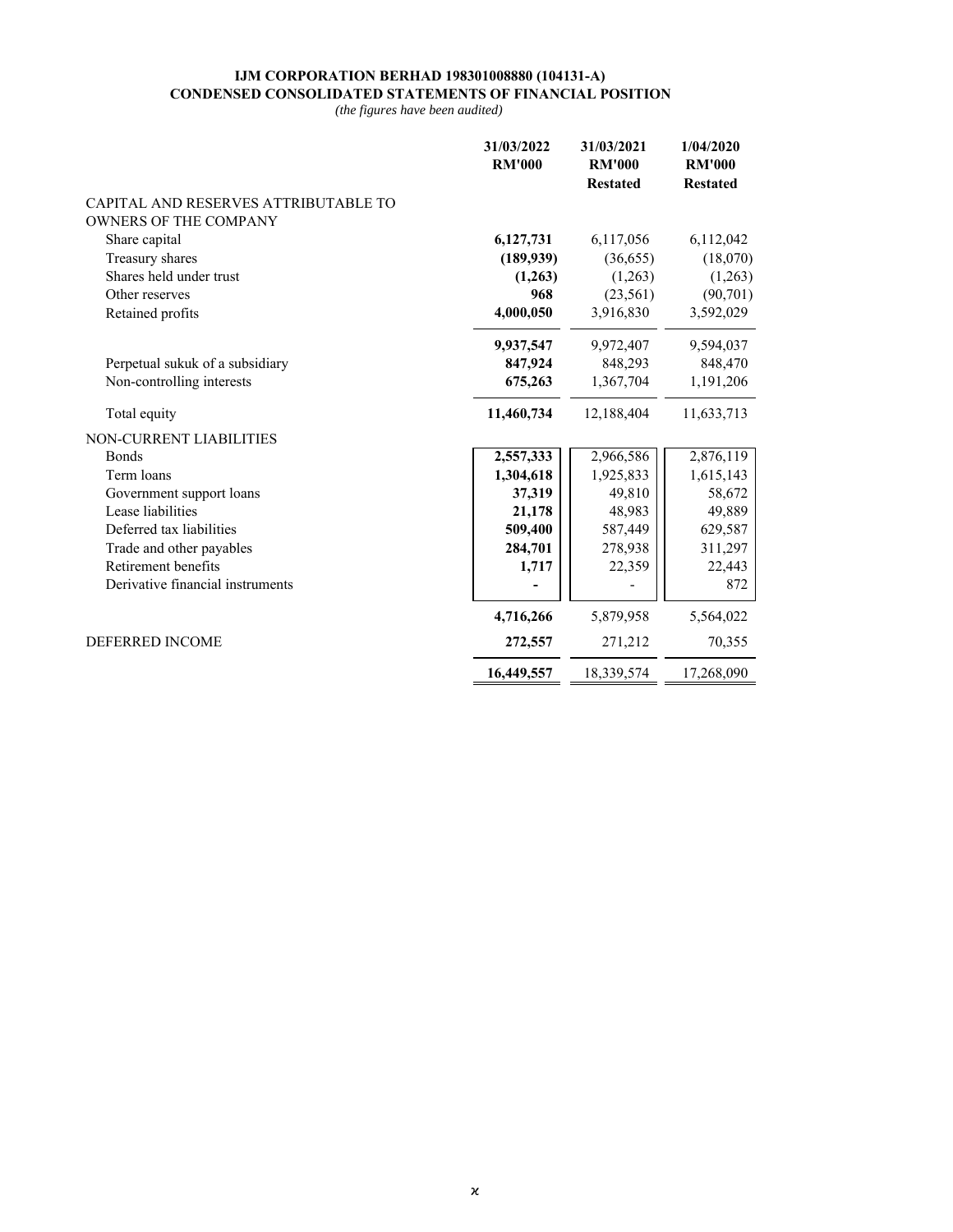**IJM CORPORATION BERHAD 198301008880 (104131-A)**
**CONDENSED CONSOLIDATED STATEMENTS OF FINANCIAL POSITION**
*(the figures have been audited)*

| | 31/03/2022 RM'000 | 31/03/2021 RM'000 Restated | 1/04/2020 RM'000 Restated |
|---|---|---|---|
| CAPITAL AND RESERVES ATTRIBUTABLE TO OWNERS OF THE COMPANY | | | |
| Share capital | **6,127,731** | 6,117,056 | 6,112,042 |
| Treasury shares | **(189,939)** | (36,655) | (18,070) |
| Shares held under trust | **(1,263)** | (1,263) | (1,263) |
| Other reserves | **968** | (23,561) | (90,701) |
| Retained profits | **4,000,050** | 3,916,830 | 3,592,029 |
| | **9,937,547** | 9,972,407 | 9,594,037 |
| Perpetual sukuk of a subsidiary | **847,924** | 848,293 | 848,470 |
| Non-controlling interests | **675,263** | 1,367,704 | 1,191,206 |
| Total equity | **11,460,734** | 12,188,404 | 11,633,713 |
| NON-CURRENT LIABILITIES | | | |
| Bonds | **2,557,333** | 2,966,586 | 2,876,119 |
| Term loans | **1,304,618** | 1,925,833 | 1,615,143 |
| Government support loans | **37,319** | 49,810 | 58,672 |
| Lease liabilities | **21,178** | 48,983 | 49,889 |
| Deferred tax liabilities | **509,400** | 587,449 | 629,587 |
| Trade and other payables | **284,701** | 278,938 | 311,297 |
| Retirement benefits | **1,717** | 22,359 | 22,443 |
| Derivative financial instruments | **-** | - | 872 |
| | **4,716,266** | 5,879,958 | 5,564,022 |
| DEFERRED INCOME | **272,557** | 271,212 | 70,355 |
| | **16,449,557** | 18,339,574 | 17,268,090 |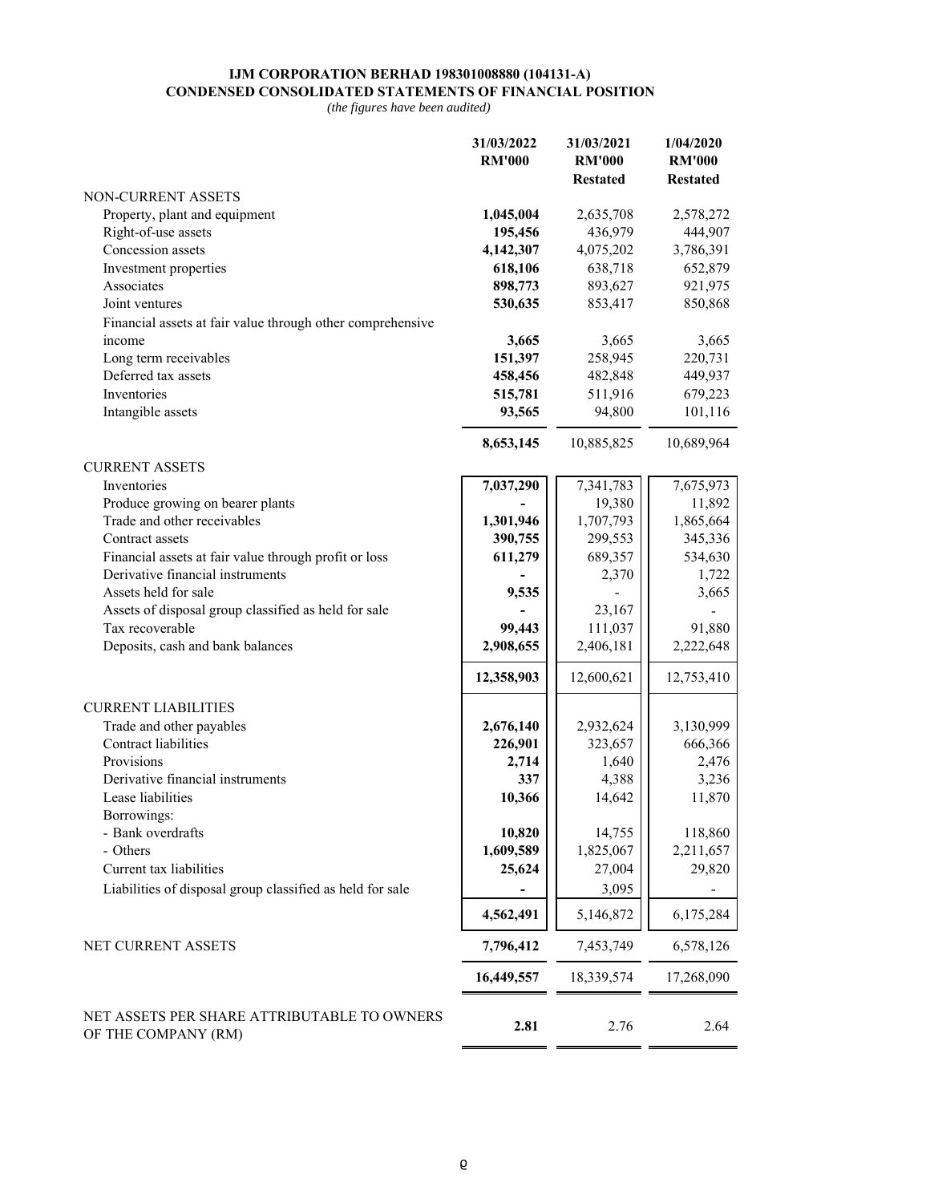**IJM CORPORATION BERHAD 198301008880 (104131-A)**
**CONDENSED CONSOLIDATED STATEMENTS OF FINANCIAL POSITION**
*(the figures have been audited)*

| | 31/03/2022 RM'000 | 31/03/2021 RM'000 Restated | 1/04/2020 RM'000 Restated |
|---|---|---|---|
| NON-CURRENT ASSETS | | | |
| Property, plant and equipment | **1,045,004** | 2,635,708 | 2,578,272 |
| Right-of-use assets | **195,456** | 436,979 | 444,907 |
| Concession assets | **4,142,307** | 4,075,202 | 3,786,391 |
| Investment properties | **618,106** | 638,718 | 652,879 |
| Associates | **898,773** | 893,627 | 921,975 |
| Joint ventures | **530,635** | 853,417 | 850,868 |
| Financial assets at fair value through other comprehensive income | **3,665** | 3,665 | 3,665 |
| Long term receivables | **151,397** | 258,945 | 220,731 |
| Deferred tax assets | **458,456** | 482,848 | 449,937 |
| Inventories | **515,781** | 511,916 | 679,223 |
| Intangible assets | **93,565** | 94,800 | 101,116 |
| | **8,653,145** | 10,885,825 | 10,689,964 |
| CURRENT ASSETS | | | |
| Inventories | **7,037,290** | 7,341,783 | 7,675,973 |
| Produce growing on bearer plants | **-** | 19,380 | 11,892 |
| Trade and other receivables | **1,301,946** | 1,707,793 | 1,865,664 |
| Contract assets | **390,755** | 299,553 | 345,336 |
| Financial assets at fair value through profit or loss | **611,279** | 689,357 | 534,630 |
| Derivative financial instruments | **-** | 2,370 | 1,722 |
| Assets held for sale | **9,535** | - | 3,665 |
| Assets of disposal group classified as held for sale | **-** | 23,167 | - |
| Tax recoverable | **99,443** | 111,037 | 91,880 |
| Deposits, cash and bank balances | **2,908,655** | 2,406,181 | 2,222,648 |
| | **12,358,903** | 12,600,621 | 12,753,410 |
| CURRENT LIABILITIES | | | |
| Trade and other payables | **2,676,140** | 2,932,624 | 3,130,999 |
| Contract liabilities | **226,901** | 323,657 | 666,366 |
| Provisions | **2,714** | 1,640 | 2,476 |
| Derivative financial instruments | **337** | 4,388 | 3,236 |
| Lease liabilities | **10,366** | 14,642 | 11,870 |
| Borrowings: | | | |
| - Bank overdrafts | **10,820** | 14,755 | 118,860 |
| - Others | **1,609,589** | 1,825,067 | 2,211,657 |
| Current tax liabilities | **25,624** | 27,004 | 29,820 |
| Liabilities of disposal group classified as held for sale | **-** | 3,095 | - |
| | **4,562,491** | 5,146,872 | 6,175,284 |
| NET CURRENT ASSETS | **7,796,412** | 7,453,749 | 6,578,126 |
| | **16,449,557** | 18,339,574 | 17,268,090 |
| NET ASSETS PER SHARE ATTRIBUTABLE TO OWNERS OF THE COMPANY (RM) | **2.81** | 2.76 | 2.64 |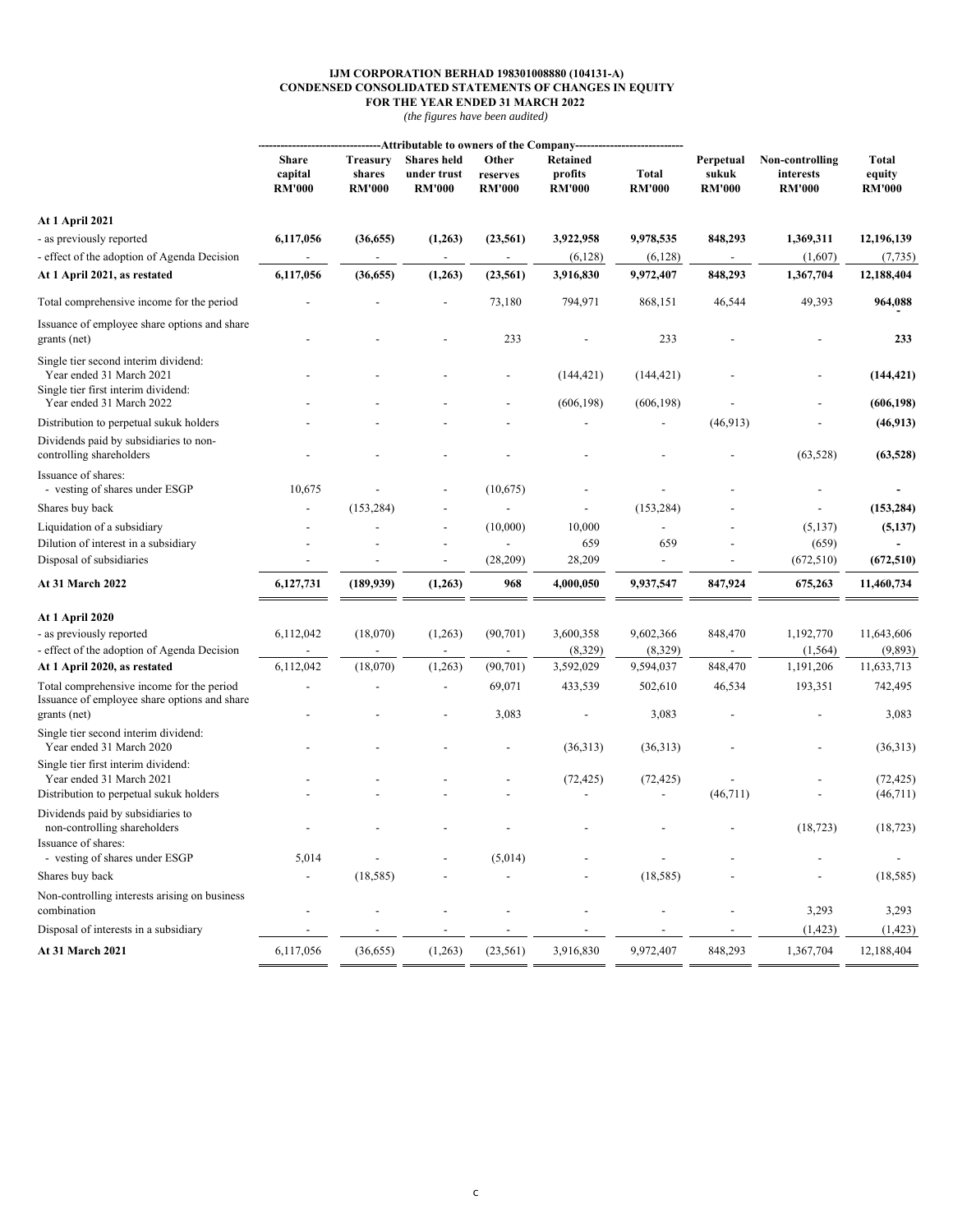**IJM CORPORATION BERHAD 198301008880 (104131-A)**
**CONDENSED CONSOLIDATED STATEMENTS OF CHANGES IN EQUITY**
**FOR THE YEAR ENDED 31 MARCH 2022**
*(the figures have been audited)*

| | -----Attributable to owners of the Company----- | | | | | | | | |
|---|---|---|---|---|---|---|---|---|---|
| | **Share capital RM'000** | **Treasury shares RM'000** | **Shares held under trust RM'000** | **Other reserves RM'000** | **Retained profits RM'000** | **Total RM'000** | **Perpetual sukuk RM'000** | **Non-controlling interests RM'000** | **Total equity RM'000** |
| **At 1 April 2021** | | | | | | | | | |
| - as previously reported | **6,117,056** | **(36,655)** | **(1,263)** | **(23,561)** | **3,922,958** | **9,978,535** | **848,293** | **1,369,311** | **12,196,139** |
| - effect of the adoption of Agenda Decision | - | - | - | - | (6,128) | (6,128) | - | (1,607) | (7,735) |
| **At 1 April 2021, as restated** | **6,117,056** | **(36,655)** | **(1,263)** | **(23,561)** | **3,916,830** | **9,972,407** | **848,293** | **1,367,704** | **12,188,404** |
| Total comprehensive income for the period | - | - | - | 73,180 | 794,971 | 868,151 | 46,544 | 49,393 | **964,088** |
| Issuance of employee share options and share grants (net) | - | - | - | 233 | - | 233 | - | - | **233** |
| Single tier second interim dividend: Year ended 31 March 2021 | - | - | - | - | (144,421) | (144,421) | - | - | **(144,421)** |
| Single tier first interim dividend: Year ended 31 March 2022 | - | - | - | - | (606,198) | (606,198) | - | - | **(606,198)** |
| Distribution to perpetual sukuk holders | - | - | - | - | - | - | (46,913) | - | **(46,913)** |
| Dividends paid by subsidiaries to non-controlling shareholders | - | - | - | - | - | - | - | (63,528) | **(63,528)** |
| Issuance of shares: | | | | | | | | | |
| - vesting of shares under ESGP | 10,675 | - | - | (10,675) | - | - | - | - | **-** |
| Shares buy back | - | (153,284) | - | - | - | (153,284) | - | - | **(153,284)** |
| Liquidation of a subsidiary | - | - | - | (10,000) | 10,000 | - | - | (5,137) | **(5,137)** |
| Dilution of interest in a subsidiary | - | - | - | - | 659 | 659 | - | (659) | **-** |
| Disposal of subsidiaries | - | - | - | (28,209) | 28,209 | - | - | (672,510) | **(672,510)** |
| **At 31 March 2022** | **6,127,731** | **(189,939)** | **(1,263)** | **968** | **4,000,050** | **9,937,547** | **847,924** | **675,263** | **11,460,734** |
| **At 1 April 2020** | | | | | | | | | |
| - as previously reported | 6,112,042 | (18,070) | (1,263) | (90,701) | 3,600,358 | 9,602,366 | 848,470 | 1,192,770 | 11,643,606 |
| - effect of the adoption of Agenda Decision | - | - | - | - | (8,329) | (8,329) | - | (1,564) | (9,893) |
| **At 1 April 2020, as restated** | 6,112,042 | (18,070) | (1,263) | (90,701) | 3,592,029 | 9,594,037 | 848,470 | 1,191,206 | 11,633,713 |
| Total comprehensive income for the period | - | - | - | 69,071 | 433,539 | 502,610 | 46,534 | 193,351 | 742,495 |
| Issuance of employee share options and share grants (net) | - | - | - | 3,083 | - | 3,083 | - | - | 3,083 |
| Single tier second interim dividend: Year ended 31 March 2020 | - | - | - | - | (36,313) | (36,313) | - | - | (36,313) |
| Single tier first interim dividend: Year ended 31 March 2021 | - | - | - | - | (72,425) | (72,425) | - | - | (72,425) |
| Distribution to perpetual sukuk holders | - | - | - | - | - | - | (46,711) | - | (46,711) |
| Dividends paid by subsidiaries to non-controlling shareholders | - | - | - | - | - | - | - | (18,723) | (18,723) |
| Issuance of shares: | | | | | | | | | |
| - vesting of shares under ESGP | 5,014 | - | - | (5,014) | - | - | - | - | - |
| Shares buy back | - | (18,585) | - | - | - | (18,585) | - | - | (18,585) |
| Non-controlling interests arising on business combination | - | - | - | - | - | - | - | 3,293 | 3,293 |
| Disposal of interests in a subsidiary | - | - | - | - | - | - | - | (1,423) | (1,423) |
| **At 31 March 2021** | 6,117,056 | (36,655) | (1,263) | (23,561) | 3,916,830 | 9,972,407 | 848,293 | 1,367,704 | 12,188,404 |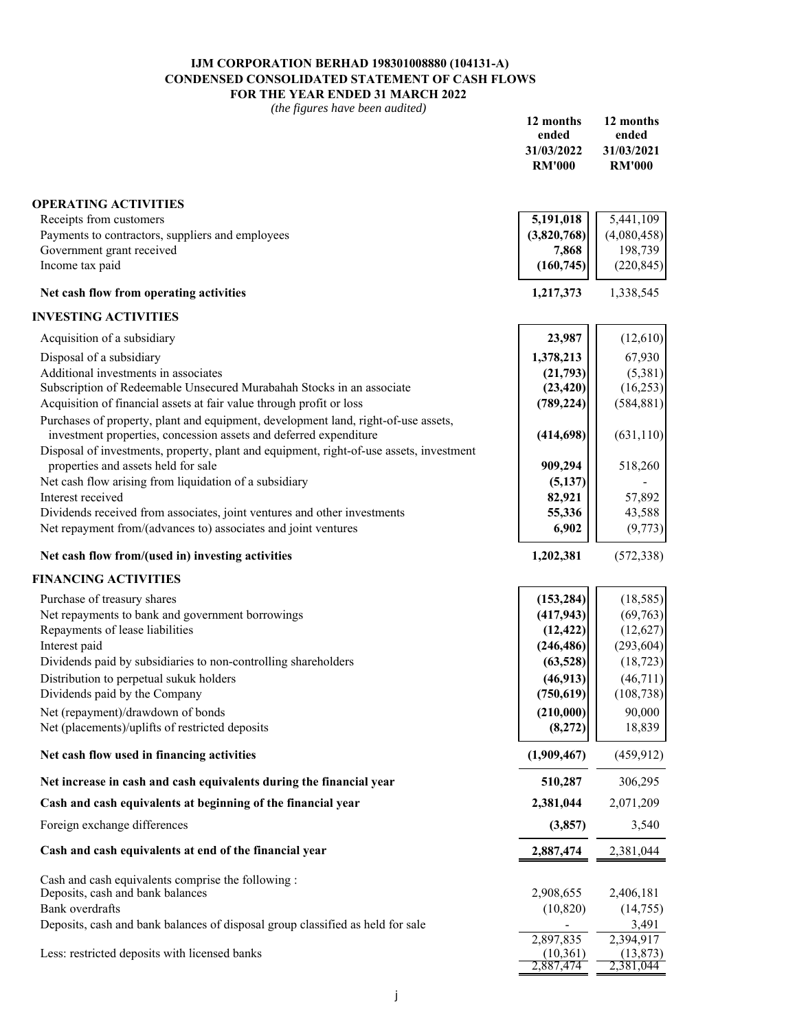**IJM CORPORATION BERHAD 198301008880 (104131-A)**
**CONDENSED CONSOLIDATED STATEMENT OF CASH FLOWS**
**FOR THE YEAR ENDED 31 MARCH 2022**
*(the figures have been audited)*

| | 12 months ended 31/03/2022 RM'000 | 12 months ended 31/03/2021 RM'000 |
|---|---|---|
| **OPERATING ACTIVITIES** | | |
| Receipts from customers | **5,191,018** | 5,441,109 |
| Payments to contractors, suppliers and employees | **(3,820,768)** | (4,080,458) |
| Government grant received | **7,868** | 198,739 |
| Income tax paid | **(160,745)** | (220,845) |
| **Net cash flow from operating activities** | **1,217,373** | 1,338,545 |
| **INVESTING ACTIVITIES** | | |
| Acquisition of a subsidiary | **23,987** | (12,610) |
| Disposal of a subsidiary | **1,378,213** | 67,930 |
| Additional investments in associates | **(21,793)** | (5,381) |
| Subscription of Redeemable Unsecured Murabahah Stocks in an associate | **(23,420)** | (16,253) |
| Acquisition of financial assets at fair value through profit or loss | **(789,224)** | (584,881) |
| Purchases of property, plant and equipment, development land, right-of-use assets, investment properties, concession assets and deferred expenditure | **(414,698)** | (631,110) |
| Disposal of investments, property, plant and equipment, right-of-use assets, investment properties and assets held for sale | **909,294** | 518,260 |
| Net cash flow arising from liquidation of a subsidiary | **(5,137)** | - |
| Interest received | **82,921** | 57,892 |
| Dividends received from associates, joint ventures and other investments | **55,336** | 43,588 |
| Net repayment from/(advances to) associates and joint ventures | **6,902** | (9,773) |
| **Net cash flow from/(used in) investing activities** | **1,202,381** | (572,338) |
| **FINANCING ACTIVITIES** | | |
| Purchase of treasury shares | **(153,284)** | (18,585) |
| Net repayments to bank and government borrowings | **(417,943)** | (69,763) |
| Repayments of lease liabilities | **(12,422)** | (12,627) |
| Interest paid | **(246,486)** | (293,604) |
| Dividends paid by subsidiaries to non-controlling shareholders | **(63,528)** | (18,723) |
| Distribution to perpetual sukuk holders | **(46,913)** | (46,711) |
| Dividends paid by the Company | **(750,619)** | (108,738) |
| Net (repayment)/drawdown of bonds | **(210,000)** | 90,000 |
| Net (placements)/uplifts of restricted deposits | **(8,272)** | 18,839 |
| **Net cash flow used in financing activities** | **(1,909,467)** | (459,912) |
| **Net increase in cash and cash equivalents during the financial year** | **510,287** | 306,295 |
| **Cash and cash equivalents at beginning of the financial year** | **2,381,044** | 2,071,209 |
| Foreign exchange differences | **(3,857)** | 3,540 |
| **Cash and cash equivalents at end of the financial year** | **2,887,474** | 2,381,044 |
| Cash and cash equivalents comprise the following : | | |
| Deposits, cash and bank balances | 2,908,655 | 2,406,181 |
| Bank overdrafts | (10,820) | (14,755) |
| Deposits, cash and bank balances of disposal group classified as held for sale | - | 3,491 |
| | 2,897,835 | 2,394,917 |
| Less: restricted deposits with licensed banks | (10,361) | (13,873) |
| | 2,887,474 | 2,381,044 |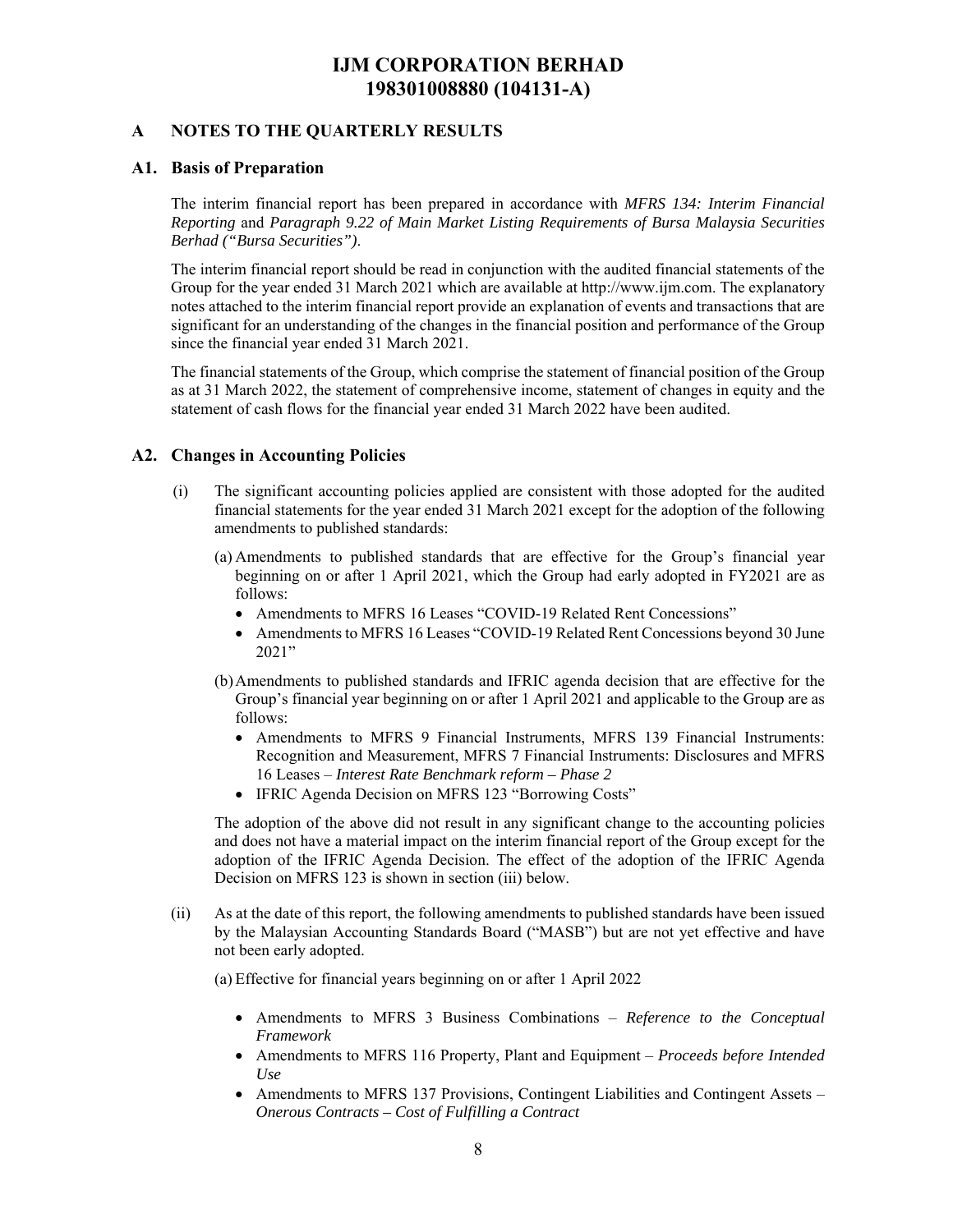# IJM CORPORATION BERHAD
# 198301008880 (104131-A)

## A NOTES TO THE QUARTERLY RESULTS

### A1. Basis of Preparation

The interim financial report has been prepared in accordance with *MFRS 134: Interim Financial Reporting* and *Paragraph 9.22 of Main Market Listing Requirements of Bursa Malaysia Securities Berhad ("Bursa Securities")*.

The interim financial report should be read in conjunction with the audited financial statements of the Group for the year ended 31 March 2021 which are available at http://www.ijm.com. The explanatory notes attached to the interim financial report provide an explanation of events and transactions that are significant for an understanding of the changes in the financial position and performance of the Group since the financial year ended 31 March 2021.

The financial statements of the Group, which comprise the statement of financial position of the Group as at 31 March 2022, the statement of comprehensive income, statement of changes in equity and the statement of cash flows for the financial year ended 31 March 2022 have been audited.

### A2. Changes in Accounting Policies

(i) The significant accounting policies applied are consistent with those adopted for the audited financial statements for the year ended 31 March 2021 except for the adoption of the following amendments to published standards:

(a) Amendments to published standards that are effective for the Group's financial year beginning on or after 1 April 2021, which the Group had early adopted in FY2021 are as follows:

- Amendments to MFRS 16 Leases "COVID-19 Related Rent Concessions"
- Amendments to MFRS 16 Leases "COVID-19 Related Rent Concessions beyond 30 June 2021"

(b) Amendments to published standards and IFRIC agenda decision that are effective for the Group's financial year beginning on or after 1 April 2021 and applicable to the Group are as follows:

- Amendments to MFRS 9 Financial Instruments, MFRS 139 Financial Instruments: Recognition and Measurement, MFRS 7 Financial Instruments: Disclosures and MFRS 16 Leases – *Interest Rate Benchmark reform – Phase 2*
- IFRIC Agenda Decision on MFRS 123 "Borrowing Costs"

The adoption of the above did not result in any significant change to the accounting policies and does not have a material impact on the interim financial report of the Group except for the adoption of the IFRIC Agenda Decision. The effect of the adoption of the IFRIC Agenda Decision on MFRS 123 is shown in section (iii) below.

(ii) As at the date of this report, the following amendments to published standards have been issued by the Malaysian Accounting Standards Board ("MASB") but are not yet effective and have not been early adopted.

(a) Effective for financial years beginning on or after 1 April 2022

- Amendments to MFRS 3 Business Combinations – *Reference to the Conceptual Framework*
- Amendments to MFRS 116 Property, Plant and Equipment – *Proceeds before Intended Use*
- Amendments to MFRS 137 Provisions, Contingent Liabilities and Contingent Assets – *Onerous Contracts – Cost of Fulfilling a Contract*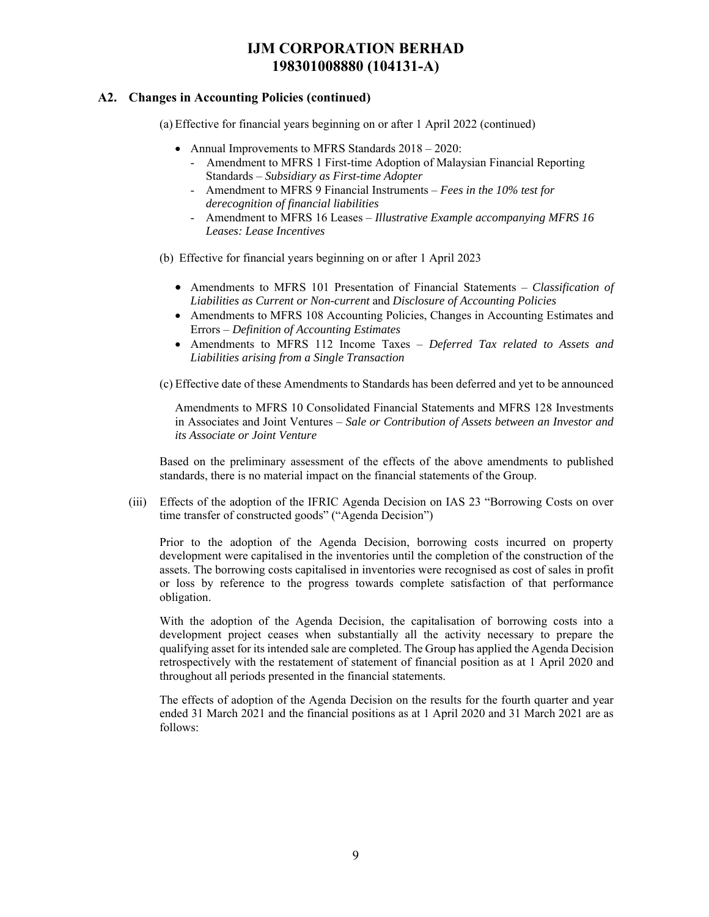## A2. Changes in Accounting Policies (continued)

(a) Effective for financial years beginning on or after 1 April 2022 (continued)

- Annual Improvements to MFRS Standards 2018 – 2020:
  - Amendment to MFRS 1 First-time Adoption of Malaysian Financial Reporting Standards – *Subsidiary as First-time Adopter*
  - Amendment to MFRS 9 Financial Instruments – *Fees in the 10% test for derecognition of financial liabilities*
  - Amendment to MFRS 16 Leases – *Illustrative Example accompanying MFRS 16 Leases: Lease Incentives*

(b) Effective for financial years beginning on or after 1 April 2023

- Amendments to MFRS 101 Presentation of Financial Statements – *Classification of Liabilities as Current or Non-current* and *Disclosure of Accounting Policies*
- Amendments to MFRS 108 Accounting Policies, Changes in Accounting Estimates and Errors – *Definition of Accounting Estimates*
- Amendments to MFRS 112 Income Taxes – *Deferred Tax related to Assets and Liabilities arising from a Single Transaction*

(c) Effective date of these Amendments to Standards has been deferred and yet to be announced

Amendments to MFRS 10 Consolidated Financial Statements and MFRS 128 Investments in Associates and Joint Ventures – *Sale or Contribution of Assets between an Investor and its Associate or Joint Venture*

Based on the preliminary assessment of the effects of the above amendments to published standards, there is no material impact on the financial statements of the Group.

(iii) Effects of the adoption of the IFRIC Agenda Decision on IAS 23 "Borrowing Costs on over time transfer of constructed goods" ("Agenda Decision")

Prior to the adoption of the Agenda Decision, borrowing costs incurred on property development were capitalised in the inventories until the completion of the construction of the assets. The borrowing costs capitalised in inventories were recognised as cost of sales in profit or loss by reference to the progress towards complete satisfaction of that performance obligation.

With the adoption of the Agenda Decision, the capitalisation of borrowing costs into a development project ceases when substantially all the activity necessary to prepare the qualifying asset for its intended sale are completed. The Group has applied the Agenda Decision retrospectively with the restatement of statement of financial position as at 1 April 2020 and throughout all periods presented in the financial statements.

The effects of adoption of the Agenda Decision on the results for the fourth quarter and year ended 31 March 2021 and the financial positions as at 1 April 2020 and 31 March 2021 are as follows: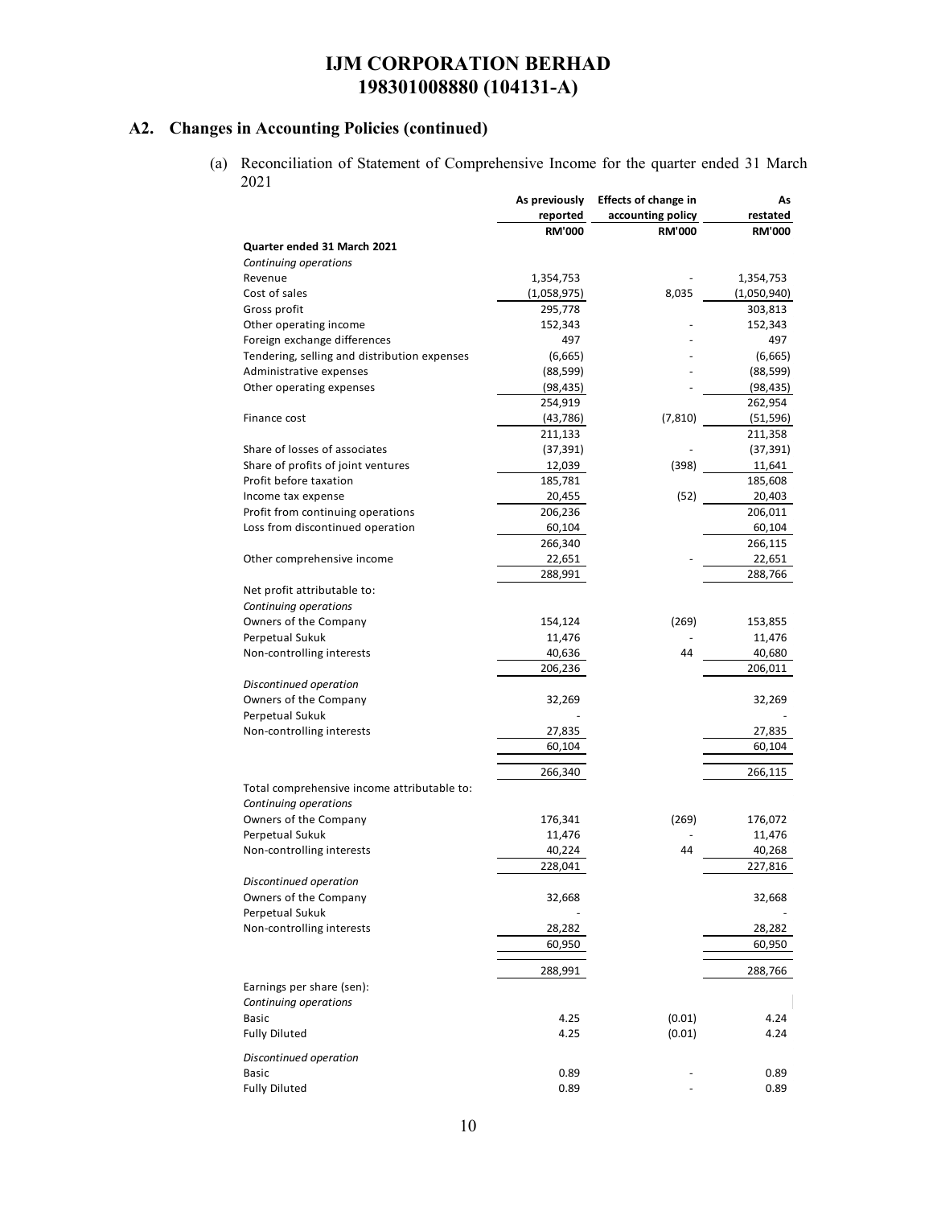## A2. Changes in Accounting Policies (continued)

(a) Reconciliation of Statement of Comprehensive Income for the quarter ended 31 March 2021

| | As previously reported | Effects of change in accounting policy | As restated |
|---|---|---|---|
| | RM'000 | RM'000 | RM'000 |
| **Quarter ended 31 March 2021** | | | |
| *Continuing operations* | | | |
| Revenue | 1,354,753 | - | 1,354,753 |
| Cost of sales | (1,058,975) | 8,035 | (1,050,940) |
| Gross profit | 295,778 | | 303,813 |
| Other operating income | 152,343 | - | 152,343 |
| Foreign exchange differences | 497 | - | 497 |
| Tendering, selling and distribution expenses | (6,665) | - | (6,665) |
| Administrative expenses | (88,599) | - | (88,599) |
| Other operating expenses | (98,435) | - | (98,435) |
| | 254,919 | | 262,954 |
| Finance cost | (43,786) | (7,810) | (51,596) |
| | 211,133 | | 211,358 |
| Share of losses of associates | (37,391) | - | (37,391) |
| Share of profits of joint ventures | 12,039 | (398) | 11,641 |
| Profit before taxation | 185,781 | | 185,608 |
| Income tax expense | 20,455 | (52) | 20,403 |
| Profit from continuing operations | 206,236 | | 206,011 |
| Loss from discontinued operation | 60,104 | | 60,104 |
| | 266,340 | | 266,115 |
| Other comprehensive income | 22,651 | - | 22,651 |
| | 288,991 | | 288,766 |
| Net profit attributable to: | | | |
| *Continuing operations* | | | |
| Owners of the Company | 154,124 | (269) | 153,855 |
| Perpetual Sukuk | 11,476 | - | 11,476 |
| Non-controlling interests | 40,636 | 44 | 40,680 |
| | 206,236 | | 206,011 |
| *Discontinued operation* | | | |
| Owners of the Company | 32,269 | | 32,269 |
| Perpetual Sukuk | - | | - |
| Non-controlling interests | 27,835 | | 27,835 |
| | 60,104 | | 60,104 |
| | 266,340 | | 266,115 |
| Total comprehensive income attributable to: | | | |
| *Continuing operations* | | | |
| Owners of the Company | 176,341 | (269) | 176,072 |
| Perpetual Sukuk | 11,476 | - | 11,476 |
| Non-controlling interests | 40,224 | 44 | 40,268 |
| | 228,041 | | 227,816 |
| *Discontinued operation* | | | |
| Owners of the Company | 32,668 | | 32,668 |
| Perpetual Sukuk | - | | - |
| Non-controlling interests | 28,282 | | 28,282 |
| | 60,950 | | 60,950 |
| | 288,991 | | 288,766 |
| Earnings per share (sen): | | | |
| *Continuing operations* | | | |
| Basic | 4.25 | (0.01) | 4.24 |
| Fully Diluted | 4.25 | (0.01) | 4.24 |
| *Discontinued operation* | | | |
| Basic | 0.89 | - | 0.89 |
| Fully Diluted | 0.89 | - | 0.89 |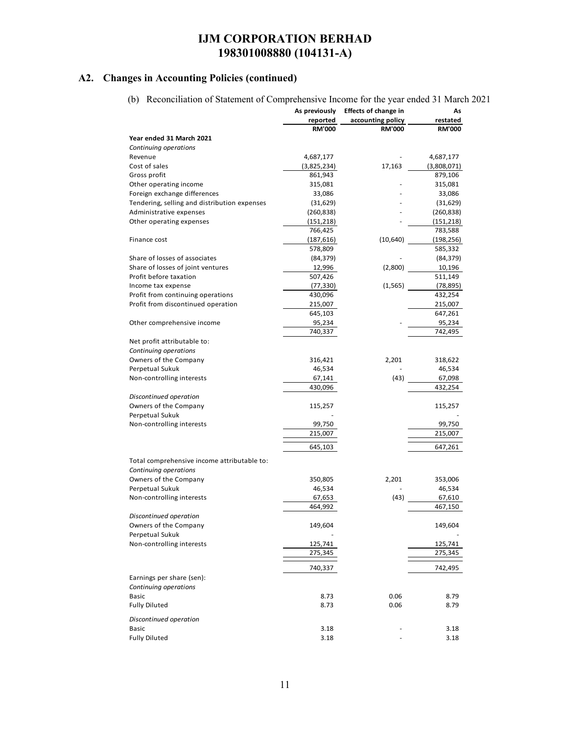## A2. Changes in Accounting Policies (continued)

(b) Reconciliation of Statement of Comprehensive Income for the year ended 31 March 2021

| | As previously reported | Effects of change in accounting policy | As restated |
|---|---|---|---|
| | RM'000 | RM'000 | RM'000 |
| **Year ended 31 March 2021** | | | |
| *Continuing operations* | | | |
| Revenue | 4,687,177 | - | 4,687,177 |
| Cost of sales | (3,825,234) | 17,163 | (3,808,071) |
| Gross profit | 861,943 | | 879,106 |
| Other operating income | 315,081 | - | 315,081 |
| Foreign exchange differences | 33,086 | - | 33,086 |
| Tendering, selling and distribution expenses | (31,629) | - | (31,629) |
| Administrative expenses | (260,838) | - | (260,838) |
| Other operating expenses | (151,218) | - | (151,218) |
| | 766,425 | | 783,588 |
| Finance cost | (187,616) | (10,640) | (198,256) |
| | 578,809 | | 585,332 |
| Share of losses of associates | (84,379) | - | (84,379) |
| Share of losses of joint ventures | 12,996 | (2,800) | 10,196 |
| Profit before taxation | 507,426 | | 511,149 |
| Income tax expense | (77,330) | (1,565) | (78,895) |
| Profit from continuing operations | 430,096 | | 432,254 |
| Profit from discontinued operation | 215,007 | | 215,007 |
| | 645,103 | | 647,261 |
| Other comprehensive income | 95,234 | - | 95,234 |
| | 740,337 | | 742,495 |
| Net profit attributable to: | | | |
| *Continuing operations* | | | |
| Owners of the Company | 316,421 | 2,201 | 318,622 |
| Perpetual Sukuk | 46,534 | - | 46,534 |
| Non-controlling interests | 67,141 | (43) | 67,098 |
| | 430,096 | | 432,254 |
| *Discontinued operation* | | | |
| Owners of the Company | 115,257 | | 115,257 |
| Perpetual Sukuk | - | | - |
| Non-controlling interests | 99,750 | | 99,750 |
| | 215,007 | | 215,007 |
| | 645,103 | | 647,261 |
| Total comprehensive income attributable to: | | | |
| *Continuing operations* | | | |
| Owners of the Company | 350,805 | 2,201 | 353,006 |
| Perpetual Sukuk | 46,534 | - | 46,534 |
| Non-controlling interests | 67,653 | (43) | 67,610 |
| | 464,992 | | 467,150 |
| *Discontinued operation* | | | |
| Owners of the Company | 149,604 | | 149,604 |
| Perpetual Sukuk | - | | - |
| Non-controlling interests | 125,741 | | 125,741 |
| | 275,345 | | 275,345 |
| | 740,337 | | 742,495 |
| Earnings per share (sen): | | | |
| *Continuing operations* | | | |
| Basic | 8.73 | 0.06 | 8.79 |
| Fully Diluted | 8.73 | 0.06 | 8.79 |
| *Discontinued operation* | | | |
| Basic | 3.18 | - | 3.18 |
| Fully Diluted | 3.18 | - | 3.18 |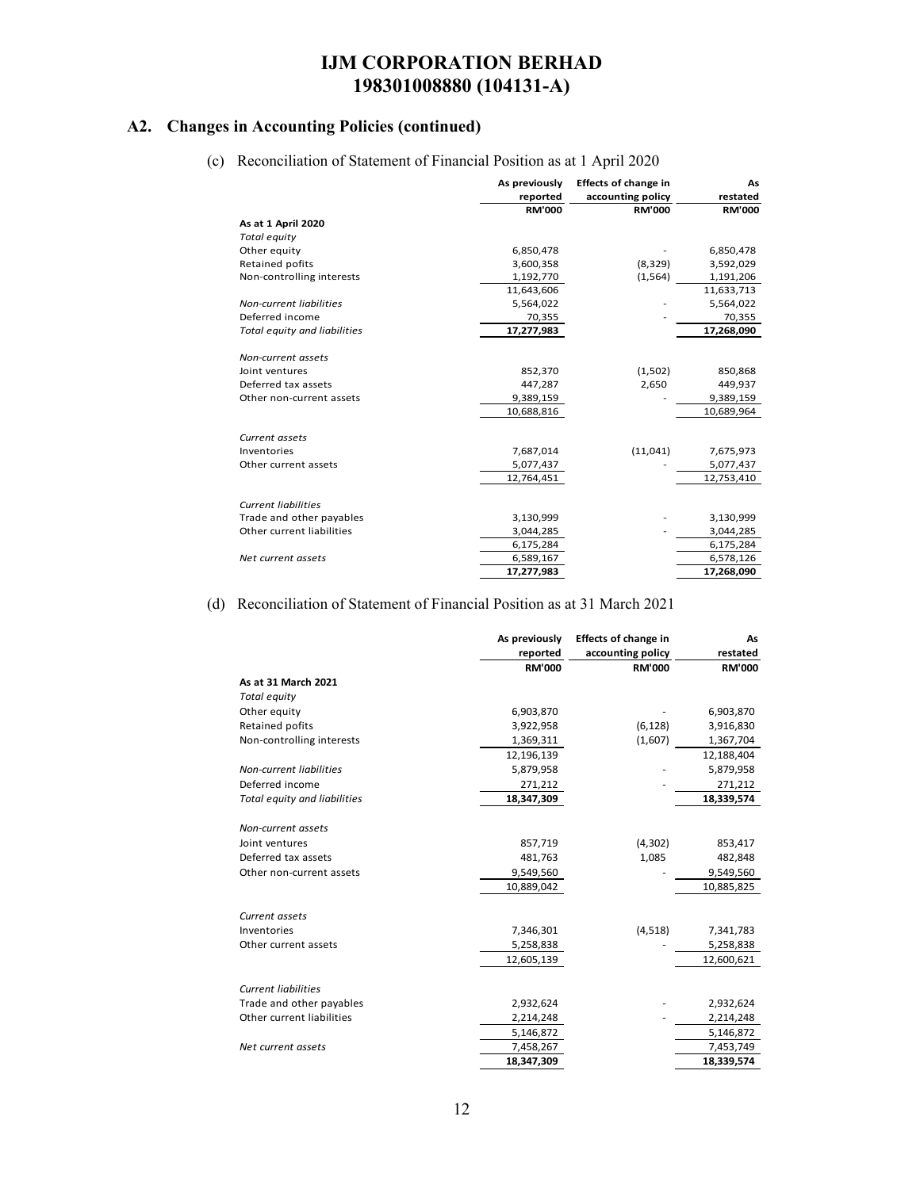# IJM CORPORATION BERHAD
# 198301008880 (104131-A)

## A2. Changes in Accounting Policies (continued)

(c) Reconciliation of Statement of Financial Position as at 1 April 2020

| | As previously reported | Effects of change in accounting policy | As restated |
|---|---|---|---|
| | RM'000 | RM'000 | RM'000 |
| **As at 1 April 2020** | | | |
| *Total equity* | | | |
| Other equity | 6,850,478 | - | 6,850,478 |
| Retained pofits | 3,600,358 | (8,329) | 3,592,029 |
| Non-controlling interests | 1,192,770 | (1,564) | 1,191,206 |
| | 11,643,606 | | 11,633,713 |
| *Non-current liabilities* | 5,564,022 | - | 5,564,022 |
| Deferred income | 70,355 | - | 70,355 |
| *Total equity and liabilities* | 17,277,983 | | 17,268,090 |
| *Non-current assets* | | | |
| Joint ventures | 852,370 | (1,502) | 850,868 |
| Deferred tax assets | 447,287 | 2,650 | 449,937 |
| Other non-current assets | 9,389,159 | - | 9,389,159 |
| | 10,688,816 | | 10,689,964 |
| *Current assets* | | | |
| Inventories | 7,687,014 | (11,041) | 7,675,973 |
| Other current assets | 5,077,437 | - | 5,077,437 |
| | 12,764,451 | | 12,753,410 |
| *Current liabilities* | | | |
| Trade and other payables | 3,130,999 | - | 3,130,999 |
| Other current liabilities | 3,044,285 | - | 3,044,285 |
| | 6,175,284 | | 6,175,284 |
| *Net current assets* | 6,589,167 | | 6,578,126 |
| | 17,277,983 | | 17,268,090 |

(d) Reconciliation of Statement of Financial Position as at 31 March 2021

| | As previously reported | Effects of change in accounting policy | As restated |
|---|---|---|---|
| | RM'000 | RM'000 | RM'000 |
| **As at 31 March 2021** | | | |
| *Total equity* | | | |
| Other equity | 6,903,870 | - | 6,903,870 |
| Retained pofits | 3,922,958 | (6,128) | 3,916,830 |
| Non-controlling interests | 1,369,311 | (1,607) | 1,367,704 |
| | 12,196,139 | | 12,188,404 |
| *Non-current liabilities* | 5,879,958 | - | 5,879,958 |
| Deferred income | 271,212 | - | 271,212 |
| *Total equity and liabilities* | 18,347,309 | | 18,339,574 |
| *Non-current assets* | | | |
| Joint ventures | 857,719 | (4,302) | 853,417 |
| Deferred tax assets | 481,763 | 1,085 | 482,848 |
| Other non-current assets | 9,549,560 | - | 9,549,560 |
| | 10,889,042 | | 10,885,825 |
| *Current assets* | | | |
| Inventories | 7,346,301 | (4,518) | 7,341,783 |
| Other current assets | 5,258,838 | - | 5,258,838 |
| | 12,605,139 | | 12,600,621 |
| *Current liabilities* | | | |
| Trade and other payables | 2,932,624 | - | 2,932,624 |
| Other current liabilities | 2,214,248 | - | 2,214,248 |
| | 5,146,872 | | 5,146,872 |
| *Net current assets* | 7,458,267 | | 7,453,749 |
| | 18,347,309 | | 18,339,574 |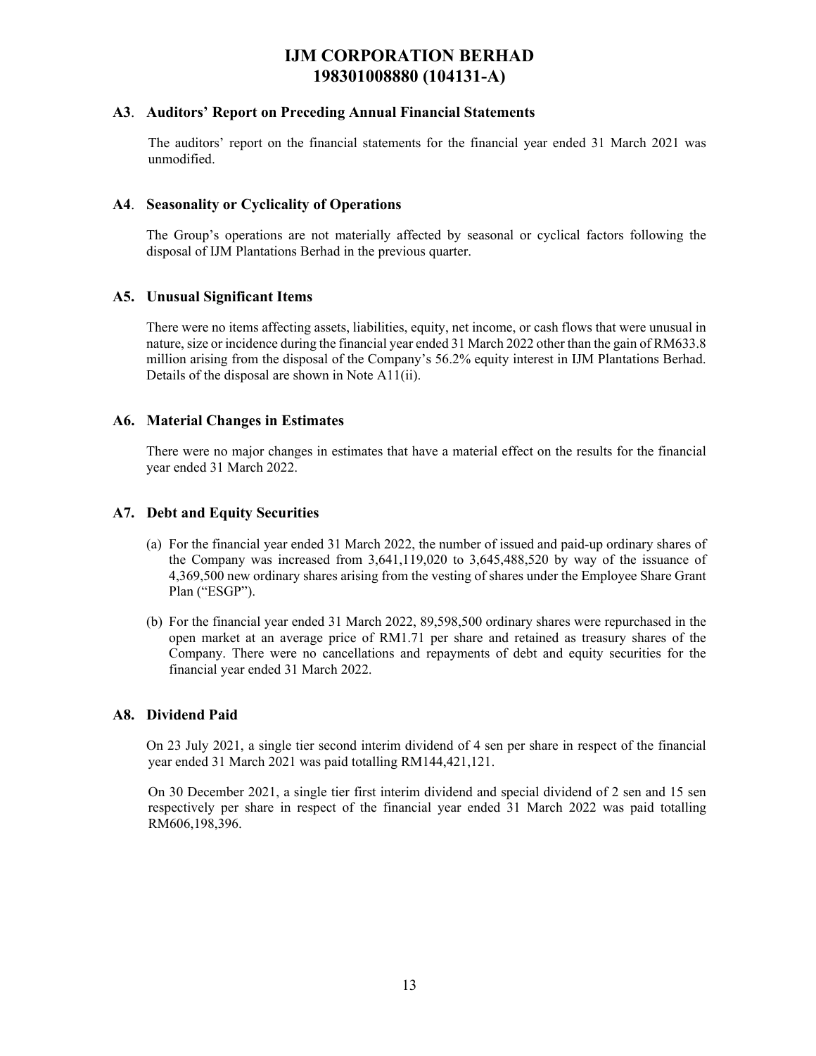## A3. Auditors' Report on Preceding Annual Financial Statements

The auditors' report on the financial statements for the financial year ended 31 March 2021 was unmodified.

## A4. Seasonality or Cyclicality of Operations

The Group's operations are not materially affected by seasonal or cyclical factors following the disposal of IJM Plantations Berhad in the previous quarter.

## A5. Unusual Significant Items

There were no items affecting assets, liabilities, equity, net income, or cash flows that were unusual in nature, size or incidence during the financial year ended 31 March 2022 other than the gain of RM633.8 million arising from the disposal of the Company's 56.2% equity interest in IJM Plantations Berhad. Details of the disposal are shown in Note A11(ii).

## A6. Material Changes in Estimates

There were no major changes in estimates that have a material effect on the results for the financial year ended 31 March 2022.

## A7. Debt and Equity Securities

(a) For the financial year ended 31 March 2022, the number of issued and paid-up ordinary shares of the Company was increased from 3,641,119,020 to 3,645,488,520 by way of the issuance of 4,369,500 new ordinary shares arising from the vesting of shares under the Employee Share Grant Plan ("ESGP").

(b) For the financial year ended 31 March 2022, 89,598,500 ordinary shares were repurchased in the open market at an average price of RM1.71 per share and retained as treasury shares of the Company. There were no cancellations and repayments of debt and equity securities for the financial year ended 31 March 2022.

## A8. Dividend Paid

On 23 July 2021, a single tier second interim dividend of 4 sen per share in respect of the financial year ended 31 March 2021 was paid totalling RM144,421,121.

On 30 December 2021, a single tier first interim dividend and special dividend of 2 sen and 15 sen respectively per share in respect of the financial year ended 31 March 2022 was paid totalling RM606,198,396.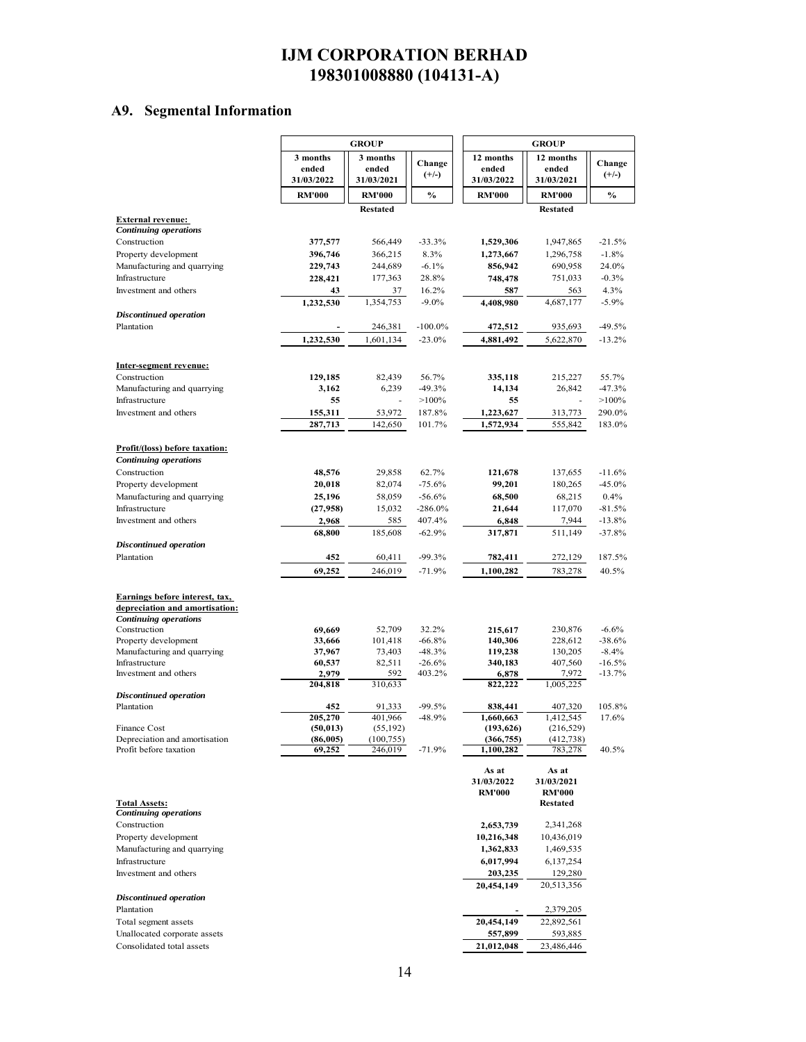# IJM CORPORATION BERHAD
# 198301008880 (104131-A)

## A9. Segmental Information

| | GROUP | | | GROUP | | |
|---|---|---|---|---|---|---|
| | 3 months ended 31/03/2022 | 3 months ended 31/03/2021 | Change (+/-) | 12 months ended 31/03/2022 | 12 months ended 31/03/2021 | Change (+/-) |
| | RM'000 | RM'000 | % | RM'000 | RM'000 | % |
| | | Restated | | | Restated | |
| **External revenue:** | | | | | | |
| ***Continuing operations*** | | | | | | |
| Construction | **377,577** | 566,449 | -33.3% | **1,529,306** | 1,947,865 | -21.5% |
| Property development | **396,746** | 366,215 | 8.3% | **1,273,667** | 1,296,758 | -1.8% |
| Manufacturing and quarrying | **229,743** | 244,689 | -6.1% | **856,942** | 690,958 | 24.0% |
| Infrastructure | **228,421** | 177,363 | 28.8% | **748,478** | 751,033 | -0.3% |
| Investment and others | **43** | 37 | 16.2% | **587** | 563 | 4.3% |
| | **1,232,530** | 1,354,753 | -9.0% | **4,408,980** | 4,687,177 | -5.9% |
| ***Discontinued operation*** | | | | | | |
| Plantation | **-** | 246,381 | -100.0% | **472,512** | 935,693 | -49.5% |
| | **1,232,530** | 1,601,134 | -23.0% | **4,881,492** | 5,622,870 | -13.2% |
| **Inter-segment revenue:** | | | | | | |
| Construction | **129,185** | 82,439 | 56.7% | **335,118** | 215,227 | 55.7% |
| Manufacturing and quarrying | **3,162** | 6,239 | -49.3% | **14,134** | 26,842 | -47.3% |
| Infrastructure | **55** | - | >100% | **55** | - | >100% |
| Investment and others | **155,311** | 53,972 | 187.8% | **1,223,627** | 313,773 | 290.0% |
| | **287,713** | 142,650 | 101.7% | **1,572,934** | 555,842 | 183.0% |
| **Profit/(loss) before taxation:** | | | | | | |
| ***Continuing operations*** | | | | | | |
| Construction | **48,576** | 29,858 | 62.7% | **121,678** | 137,655 | -11.6% |
| Property development | **20,018** | 82,074 | -75.6% | **99,201** | 180,265 | -45.0% |
| Manufacturing and quarrying | **25,196** | 58,059 | -56.6% | **68,500** | 68,215 | 0.4% |
| Infrastructure | **(27,958)** | 15,032 | -286.0% | **21,644** | 117,070 | -81.5% |
| Investment and others | **2,968** | 585 | 407.4% | **6,848** | 7,944 | -13.8% |
| | **68,800** | 185,608 | -62.9% | **317,871** | 511,149 | -37.8% |
| ***Discontinued operation*** | | | | | | |
| Plantation | **452** | 60,411 | -99.3% | **782,411** | 272,129 | 187.5% |
| | **69,252** | 246,019 | -71.9% | **1,100,282** | 783,278 | 40.5% |
| **Earnings before interest, tax, depreciation and amortisation:** | | | | | | |
| ***Continuing operations*** | | | | | | |
| Construction | **69,669** | 52,709 | 32.2% | **215,617** | 230,876 | -6.6% |
| Property development | **33,666** | 101,418 | -66.8% | **140,306** | 228,612 | -38.6% |
| Manufacturing and quarrying | **37,967** | 73,403 | -48.3% | **119,238** | 130,205 | -8.4% |
| Infrastructure | **60,537** | 82,511 | -26.6% | **340,183** | 407,560 | -16.5% |
| Investment and others | **2,979** | 592 | 403.2% | **6,878** | 7,972 | -13.7% |
| | **204,818** | 310,633 | | **822,222** | 1,005,225 | |
| ***Discontinued operation*** | | | | | | |
| Plantation | **452** | 91,333 | -99.5% | **838,441** | 407,320 | 105.8% |
| | **205,270** | 401,966 | -48.9% | **1,660,663** | 1,412,545 | 17.6% |
| Finance Cost | **(50,013)** | (55,192) | | **(193,626)** | (216,529) | |
| Depreciation and amortisation | **(86,005)** | (100,755) | | **(366,755)** | (412,738) | |
| Profit before taxation | **69,252** | 246,019 | -71.9% | **1,100,282** | 783,278 | 40.5% |

| | As at 31/03/2022 | As at 31/03/2021 |
|---|---|---|
| | RM'000 | RM'000 |
| | | Restated |
| **Total Assets:** | | |
| ***Continuing operations*** | | |
| Construction | **2,653,739** | 2,341,268 |
| Property development | **10,216,348** | 10,436,019 |
| Manufacturing and quarrying | **1,362,833** | 1,469,535 |
| Infrastructure | **6,017,994** | 6,137,254 |
| Investment and others | **203,235** | 129,280 |
| | **20,454,149** | 20,513,356 |
| ***Discontinued operation*** | | |
| Plantation | **-** | 2,379,205 |
| Total segment assets | **20,454,149** | 22,892,561 |
| Unallocated corporate assets | **557,899** | 593,885 |
| Consolidated total assets | **21,012,048** | 23,486,446 |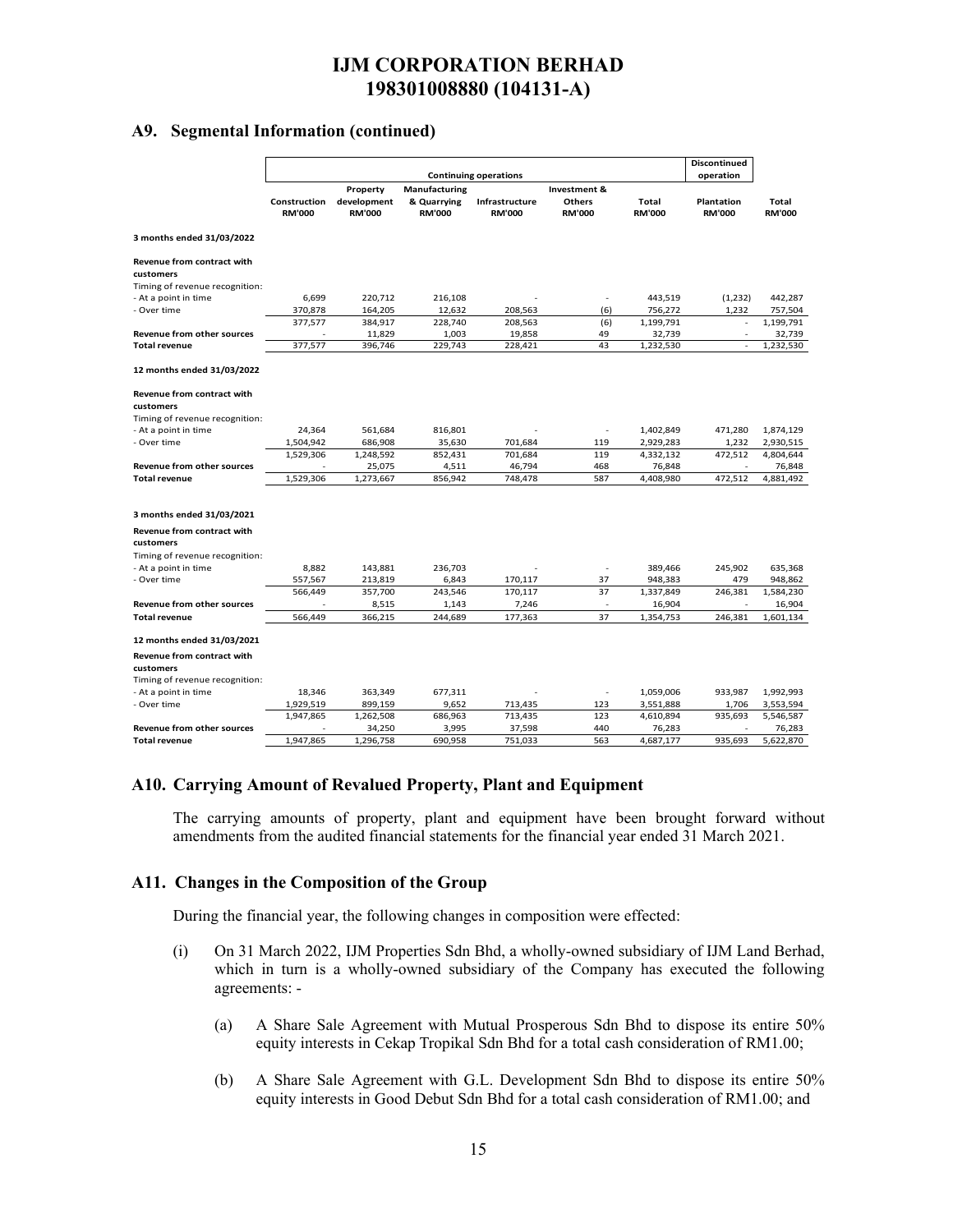## A9. Segmental Information (continued)

| | Continuing operations | | | | | | Discontinued operation | |
|---|---|---|---|---|---|---|---|---|
| | Construction RM'000 | Property development RM'000 | Manufacturing & Quarrying RM'000 | Infrastructure RM'000 | Investment & Others RM'000 | Total RM'000 | Plantation RM'000 | Total RM'000 |
| **3 months ended 31/03/2022** | | | | | | | | |
| **Revenue from contract with customers** | | | | | | | | |
| Timing of revenue recognition: | | | | | | | | |
| - At a point in time | 6,699 | 220,712 | 216,108 | - | - | 443,519 | (1,232) | 442,287 |
| - Over time | 370,878 | 164,205 | 12,632 | 208,563 | (6) | 756,272 | 1,232 | 757,504 |
| | 377,577 | 384,917 | 228,740 | 208,563 | (6) | 1,199,791 | - | 1,199,791 |
| **Revenue from other sources** | - | 11,829 | 1,003 | 19,858 | 49 | 32,739 | - | 32,739 |
| **Total revenue** | 377,577 | 396,746 | 229,743 | 228,421 | 43 | 1,232,530 | - | 1,232,530 |
| **12 months ended 31/03/2022** | | | | | | | | |
| **Revenue from contract with customers** | | | | | | | | |
| Timing of revenue recognition: | | | | | | | | |
| - At a point in time | 24,364 | 561,684 | 816,801 | - | - | 1,402,849 | 471,280 | 1,874,129 |
| - Over time | 1,504,942 | 686,908 | 35,630 | 701,684 | 119 | 2,929,283 | 1,232 | 2,930,515 |
| | 1,529,306 | 1,248,592 | 852,431 | 701,684 | 119 | 4,332,132 | 472,512 | 4,804,644 |
| **Revenue from other sources** | - | 25,075 | 4,511 | 46,794 | 468 | 76,848 | - | 76,848 |
| **Total revenue** | 1,529,306 | 1,273,667 | 856,942 | 748,478 | 587 | 4,408,980 | 472,512 | 4,881,492 |
| **3 months ended 31/03/2021** | | | | | | | | |
| **Revenue from contract with customers** | | | | | | | | |
| Timing of revenue recognition: | | | | | | | | |
| - At a point in time | 8,882 | 143,881 | 236,703 | - | - | 389,466 | 245,902 | 635,368 |
| - Over time | 557,567 | 213,819 | 6,843 | 170,117 | 37 | 948,383 | 479 | 948,862 |
| | 566,449 | 357,700 | 243,546 | 170,117 | 37 | 1,337,849 | 246,381 | 1,584,230 |
| **Revenue from other sources** | - | 8,515 | 1,143 | 7,246 | - | 16,904 | - | 16,904 |
| **Total revenue** | 566,449 | 366,215 | 244,689 | 177,363 | 37 | 1,354,753 | 246,381 | 1,601,134 |
| **12 months ended 31/03/2021** | | | | | | | | |
| **Revenue from contract with customers** | | | | | | | | |
| Timing of revenue recognition: | | | | | | | | |
| - At a point in time | 18,346 | 363,349 | 677,311 | - | - | 1,059,006 | 933,987 | 1,992,993 |
| - Over time | 1,929,519 | 899,159 | 9,652 | 713,435 | 123 | 3,551,888 | 1,706 | 3,553,594 |
| | 1,947,865 | 1,262,508 | 686,963 | 713,435 | 123 | 4,610,894 | 935,693 | 5,546,587 |
| **Revenue from other sources** | - | 34,250 | 3,995 | 37,598 | 440 | 76,283 | - | 76,283 |
| **Total revenue** | 1,947,865 | 1,296,758 | 690,958 | 751,033 | 563 | 4,687,177 | 935,693 | 5,622,870 |

## A10. Carrying Amount of Revalued Property, Plant and Equipment

The carrying amounts of property, plant and equipment have been brought forward without amendments from the audited financial statements for the financial year ended 31 March 2021.

## A11. Changes in the Composition of the Group

During the financial year, the following changes in composition were effected:

(i) On 31 March 2022, IJM Properties Sdn Bhd, a wholly-owned subsidiary of IJM Land Berhad, which in turn is a wholly-owned subsidiary of the Company has executed the following agreements: -

(a) A Share Sale Agreement with Mutual Prosperous Sdn Bhd to dispose its entire 50% equity interests in Cekap Tropikal Sdn Bhd for a total cash consideration of RM1.00;

(b) A Share Sale Agreement with G.L. Development Sdn Bhd to dispose its entire 50% equity interests in Good Debut Sdn Bhd for a total cash consideration of RM1.00; and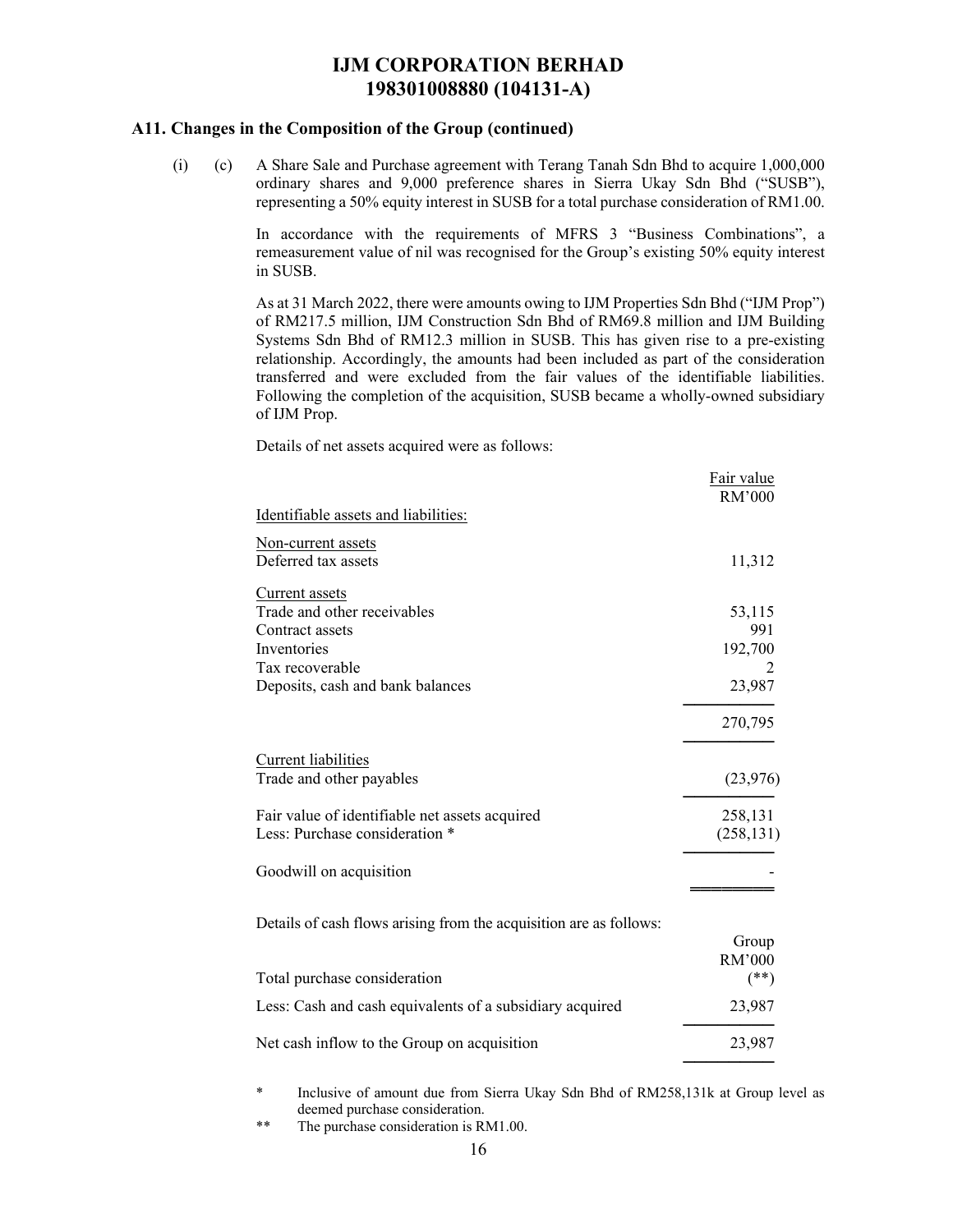## A11. Changes in the Composition of the Group (continued)

(i) (c) A Share Sale and Purchase agreement with Terang Tanah Sdn Bhd to acquire 1,000,000 ordinary shares and 9,000 preference shares in Sierra Ukay Sdn Bhd ("SUSB"), representing a 50% equity interest in SUSB for a total purchase consideration of RM1.00.

In accordance with the requirements of MFRS 3 "Business Combinations", a remeasurement value of nil was recognised for the Group's existing 50% equity interest in SUSB.

As at 31 March 2022, there were amounts owing to IJM Properties Sdn Bhd ("IJM Prop") of RM217.5 million, IJM Construction Sdn Bhd of RM69.8 million and IJM Building Systems Sdn Bhd of RM12.3 million in SUSB. This has given rise to a pre-existing relationship. Accordingly, the amounts had been included as part of the consideration transferred and were excluded from the fair values of the identifiable liabilities. Following the completion of the acquisition, SUSB became a wholly-owned subsidiary of IJM Prop.

Details of net assets acquired were as follows:

| | Fair value RM'000 |
|---|---|
| Identifiable assets and liabilities: | |
| Non-current assets | |
| Deferred tax assets | 11,312 |
| Current assets | |
| Trade and other receivables | 53,115 |
| Contract assets | 991 |
| Inventories | 192,700 |
| Tax recoverable | 2 |
| Deposits, cash and bank balances | 23,987 |
| | 270,795 |
| Current liabilities | |
| Trade and other payables | (23,976) |
| Fair value of identifiable net assets acquired | 258,131 |
| Less: Purchase consideration * | (258,131) |
| Goodwill on acquisition | - |

Details of cash flows arising from the acquisition are as follows:

| | Group RM'000 |
|---|---|
| Total purchase consideration | (**) |
| Less: Cash and cash equivalents of a subsidiary acquired | 23,987 |
| Net cash inflow to the Group on acquisition | 23,987 |

\* Inclusive of amount due from Sierra Ukay Sdn Bhd of RM258,131k at Group level as deemed purchase consideration.

\*\* The purchase consideration is RM1.00.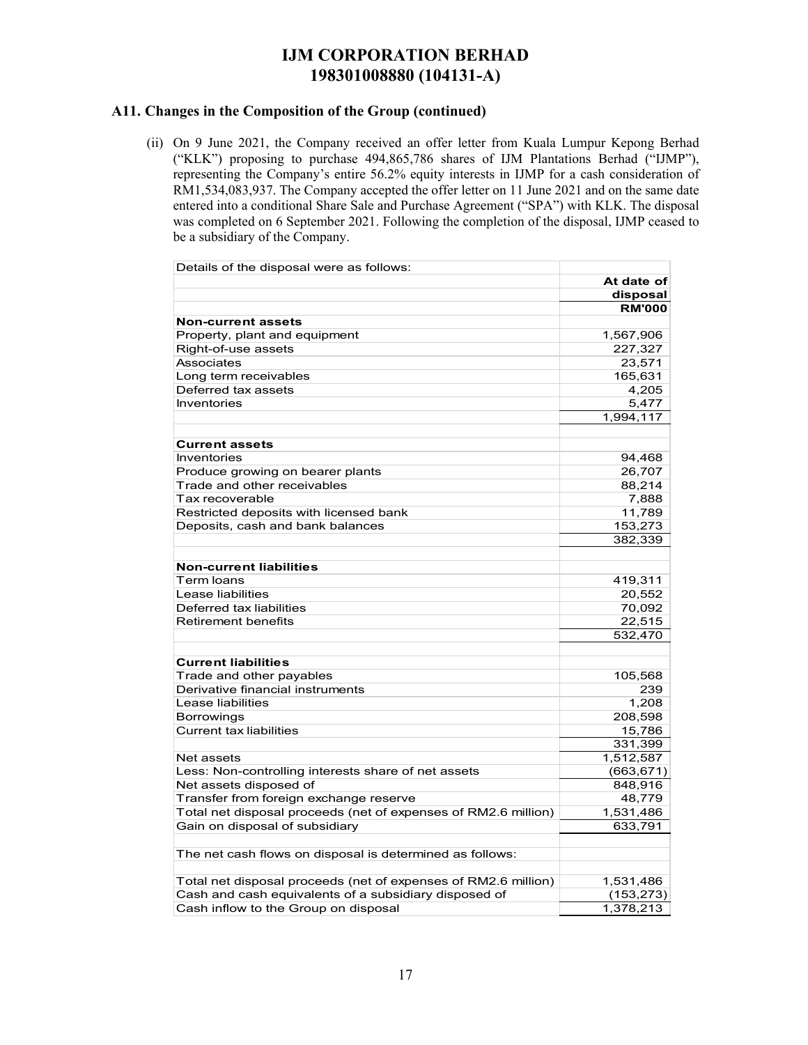# IJM CORPORATION BERHAD
# 198301008880 (104131-A)

## A11. Changes in the Composition of the Group (continued)

(ii) On 9 June 2021, the Company received an offer letter from Kuala Lumpur Kepong Berhad ("KLK") proposing to purchase 494,865,786 shares of IJM Plantations Berhad ("IJMP"), representing the Company's entire 56.2% equity interests in IJMP for a cash consideration of RM1,534,083,937. The Company accepted the offer letter on 11 June 2021 and on the same date entered into a conditional Share Sale and Purchase Agreement ("SPA") with KLK. The disposal was completed on 6 September 2021. Following the completion of the disposal, IJMP ceased to be a subsidiary of the Company.

| Details of the disposal were as follows: | |
|---|---|
| | **At date of disposal** |
| | **RM'000** |
| **Non-current assets** | |
| Property, plant and equipment | 1,567,906 |
| Right-of-use assets | 227,327 |
| Associates | 23,571 |
| Long term receivables | 165,631 |
| Deferred tax assets | 4,205 |
| Inventories | 5,477 |
| | 1,994,117 |
| | |
| **Current assets** | |
| Inventories | 94,468 |
| Produce growing on bearer plants | 26,707 |
| Trade and other receivables | 88,214 |
| Tax recoverable | 7,888 |
| Restricted deposits with licensed bank | 11,789 |
| Deposits, cash and bank balances | 153,273 |
| | 382,339 |
| | |
| **Non-current liabilities** | |
| Term loans | 419,311 |
| Lease liabilities | 20,552 |
| Deferred tax liabilities | 70,092 |
| Retirement benefits | 22,515 |
| | 532,470 |
| | |
| **Current liabilities** | |
| Trade and other payables | 105,568 |
| Derivative financial instruments | 239 |
| Lease liabilities | 1,208 |
| Borrowings | 208,598 |
| Current tax liabilities | 15,786 |
| | 331,399 |
| Net assets | 1,512,587 |
| Less: Non-controlling interests share of net assets | (663,671) |
| Net assets disposed of | 848,916 |
| Transfer from foreign exchange reserve | 48,779 |
| Total net disposal proceeds (net of expenses of RM2.6 million) | 1,531,486 |
| Gain on disposal of subsidiary | 633,791 |
| | |
| The net cash flows on disposal is determined as follows: | |
| | |
| Total net disposal proceeds (net of expenses of RM2.6 million) | 1,531,486 |
| Cash and cash equivalents of a subsidiary disposed of | (153,273) |
| Cash inflow to the Group on disposal | 1,378,213 |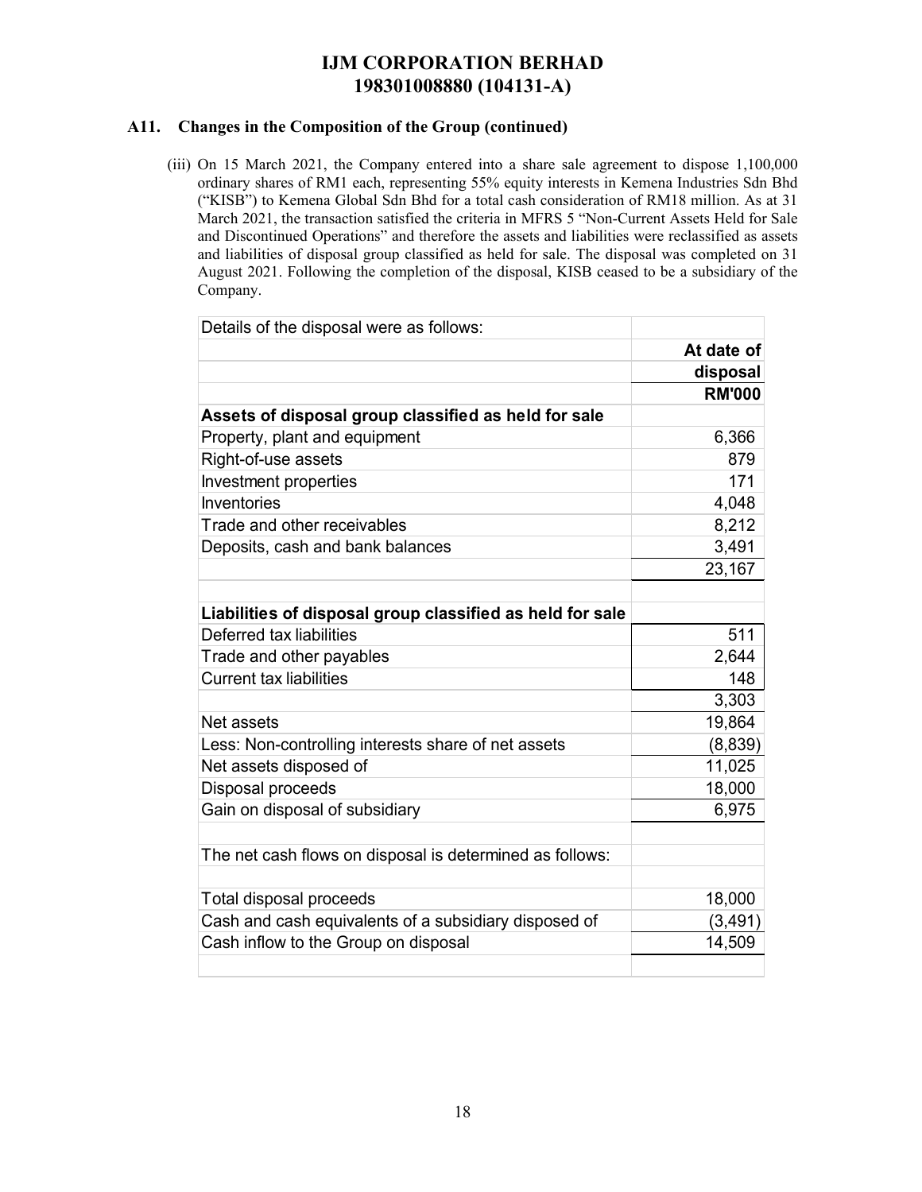**A11. Changes in the Composition of the Group (continued)**

(iii) On 15 March 2021, the Company entered into a share sale agreement to dispose 1,100,000 ordinary shares of RM1 each, representing 55% equity interests in Kemena Industries Sdn Bhd ("KISB") to Kemena Global Sdn Bhd for a total cash consideration of RM18 million. As at 31 March 2021, the transaction satisfied the criteria in MFRS 5 "Non-Current Assets Held for Sale and Discontinued Operations" and therefore the assets and liabilities were reclassified as assets and liabilities of disposal group classified as held for sale. The disposal was completed on 31 August 2021. Following the completion of the disposal, KISB ceased to be a subsidiary of the Company.

| Details of the disposal were as follows: | |
|---|---|
| | **At date of disposal** |
| | **RM'000** |
| **Assets of disposal group classified as held for sale** | |
| Property, plant and equipment | 6,366 |
| Right-of-use assets | 879 |
| Investment properties | 171 |
| Inventories | 4,048 |
| Trade and other receivables | 8,212 |
| Deposits, cash and bank balances | 3,491 |
| | 23,167 |
| | |
| **Liabilities of disposal group classified as held for sale** | |
| Deferred tax liabilities | 511 |
| Trade and other payables | 2,644 |
| Current tax liabilities | 148 |
| | 3,303 |
| Net assets | 19,864 |
| Less: Non-controlling interests share of net assets | (8,839) |
| Net assets disposed of | 11,025 |
| Disposal proceeds | 18,000 |
| Gain on disposal of subsidiary | 6,975 |
| | |
| The net cash flows on disposal is determined as follows: | |
| | |
| Total disposal proceeds | 18,000 |
| Cash and cash equivalents of a subsidiary disposed of | (3,491) |
| Cash inflow to the Group on disposal | 14,509 |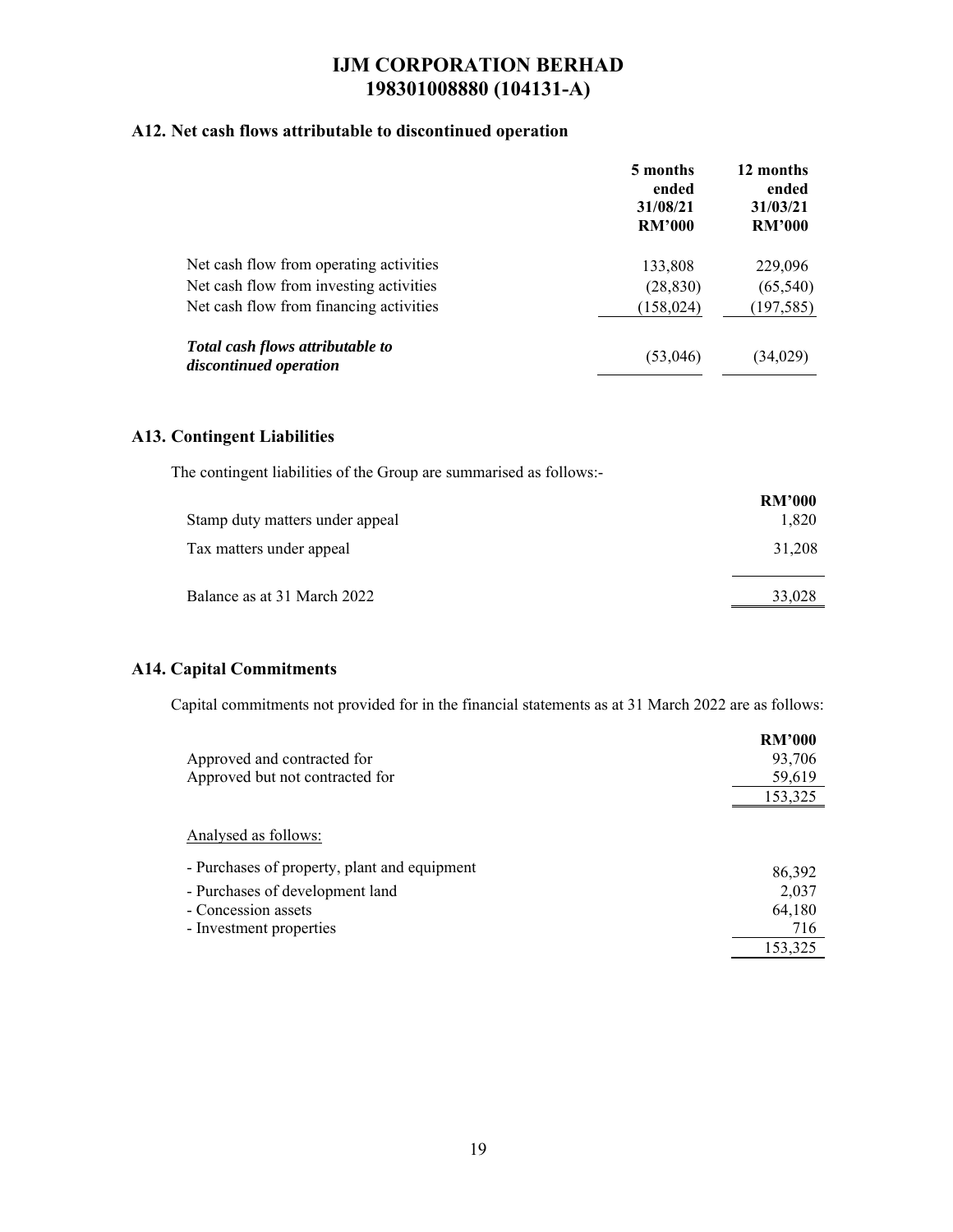## A12. Net cash flows attributable to discontinued operation

| | 5 months ended 31/08/21 RM'000 | 12 months ended 31/03/21 RM'000 |
|---|---|---|
| Net cash flow from operating activities | 133,808 | 229,096 |
| Net cash flow from investing activities | (28,830) | (65,540) |
| Net cash flow from financing activities | (158,024) | (197,585) |
| ***Total cash flows attributable to discontinued operation*** | (53,046) | (34,029) |

## A13. Contingent Liabilities

The contingent liabilities of the Group are summarised as follows:-

| | RM'000 |
|---|---|
| Stamp duty matters under appeal | 1,820 |
| Tax matters under appeal | 31,208 |
| Balance as at 31 March 2022 | 33,028 |

## A14. Capital Commitments

Capital commitments not provided for in the financial statements as at 31 March 2022 are as follows:

| | RM'000 |
|---|---|
| Approved and contracted for | 93,706 |
| Approved but not contracted for | 59,619 |
| | 153,325 |
| Analysed as follows: | |
| - Purchases of property, plant and equipment | 86,392 |
| - Purchases of development land | 2,037 |
| - Concession assets | 64,180 |
| - Investment properties | 716 |
| | 153,325 |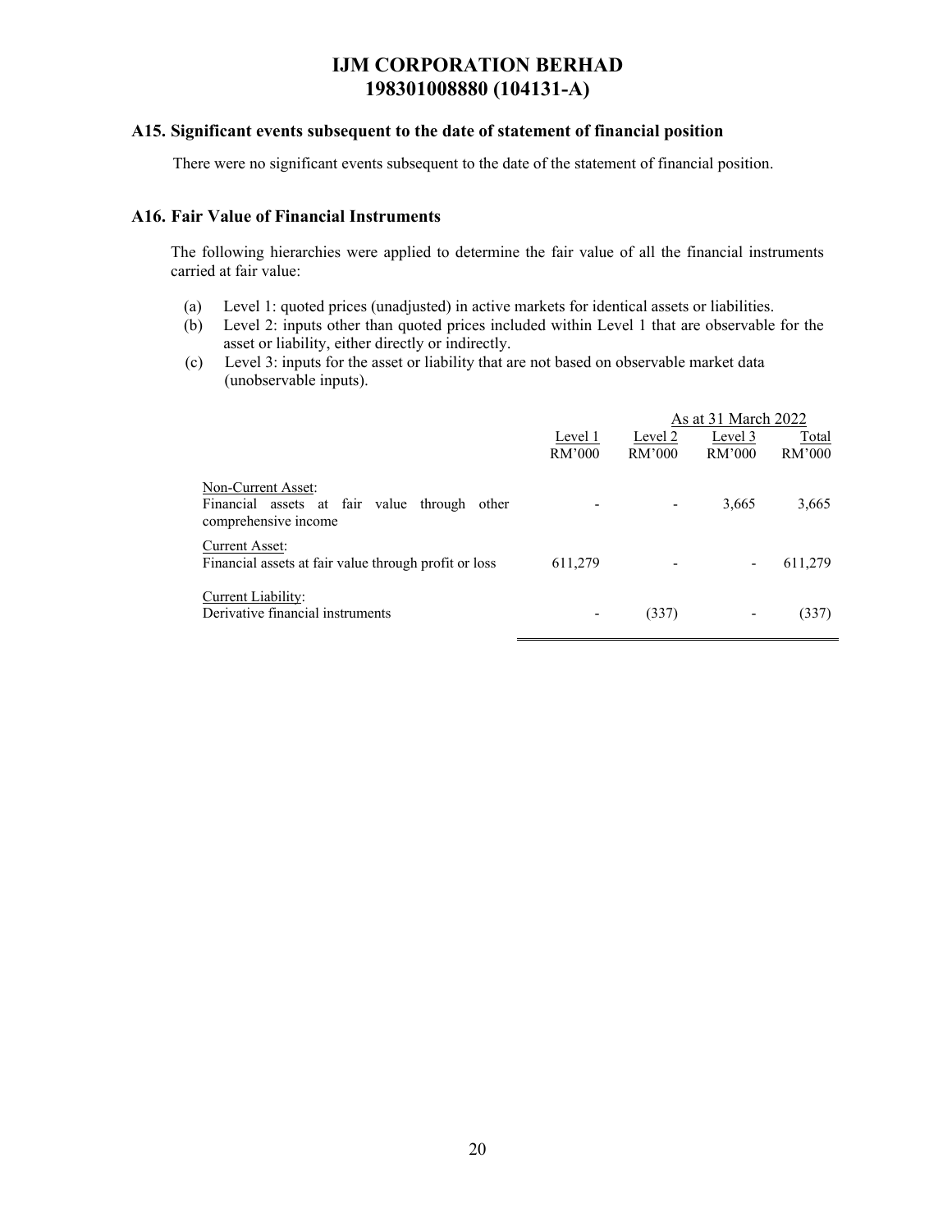### A15. Significant events subsequent to the date of statement of financial position

There were no significant events subsequent to the date of the statement of financial position.

### A16. Fair Value of Financial Instruments

The following hierarchies were applied to determine the fair value of all the financial instruments carried at fair value:

(a) Level 1: quoted prices (unadjusted) in active markets for identical assets or liabilities.
(b) Level 2: inputs other than quoted prices included within Level 1 that are observable for the asset or liability, either directly or indirectly.
(c) Level 3: inputs for the asset or liability that are not based on observable market data (unobservable inputs).

| | As at 31 March 2022 | | | |
|---|---|---|---|---|
| | Level 1<br>RM'000 | Level 2<br>RM'000 | Level 3<br>RM'000 | Total<br>RM'000 |
| Non-Current Asset: | | | | |
| Financial assets at fair value through other comprehensive income | - | - | 3,665 | 3,665 |
| Current Asset: | | | | |
| Financial assets at fair value through profit or loss | 611,279 | - | - | 611,279 |
| Current Liability: | | | | |
| Derivative financial instruments | - | (337) | - | (337) |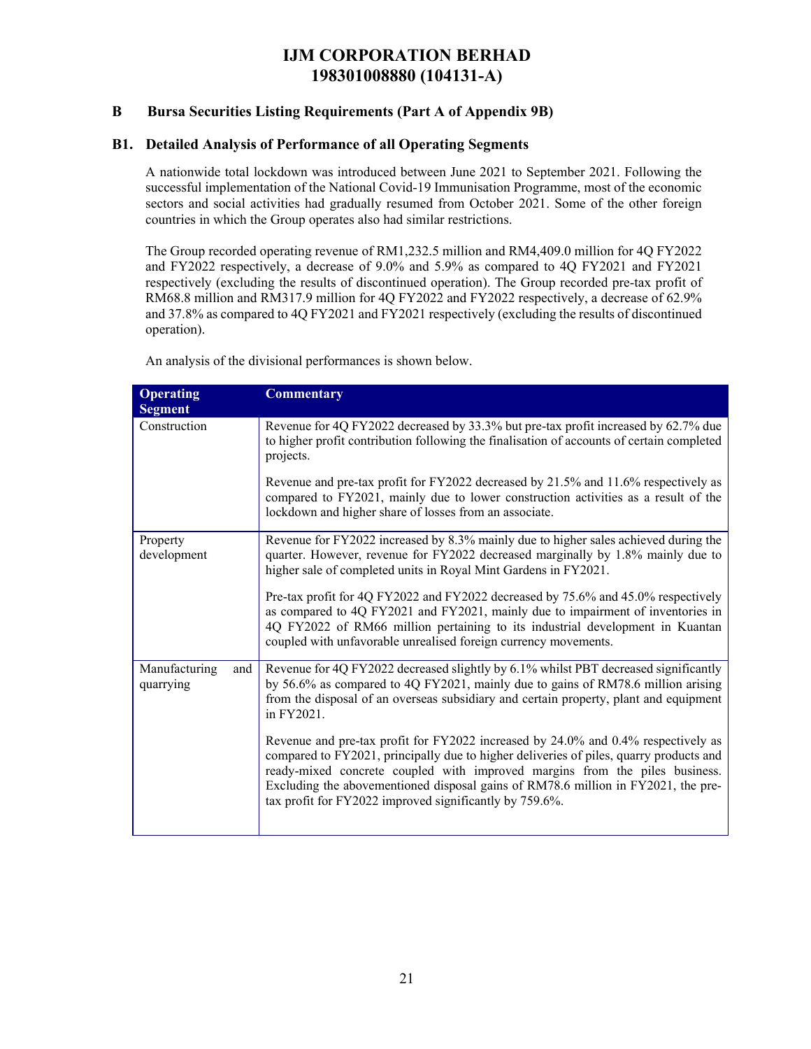# IJM CORPORATION BERHAD
# 198301008880 (104131-A)

## B Bursa Securities Listing Requirements (Part A of Appendix 9B)

### B1. Detailed Analysis of Performance of all Operating Segments

A nationwide total lockdown was introduced between June 2021 to September 2021. Following the successful implementation of the National Covid-19 Immunisation Programme, most of the economic sectors and social activities had gradually resumed from October 2021. Some of the other foreign countries in which the Group operates also had similar restrictions.

The Group recorded operating revenue of RM1,232.5 million and RM4,409.0 million for 4Q FY2022 and FY2022 respectively, a decrease of 9.0% and 5.9% as compared to 4Q FY2021 and FY2021 respectively (excluding the results of discontinued operation). The Group recorded pre-tax profit of RM68.8 million and RM317.9 million for 4Q FY2022 and FY2022 respectively, a decrease of 62.9% and 37.8% as compared to 4Q FY2021 and FY2021 respectively (excluding the results of discontinued operation).

An analysis of the divisional performances is shown below.

| Operating Segment | Commentary |
|---|---|
| Construction | Revenue for 4Q FY2022 decreased by 33.3% but pre-tax profit increased by 62.7% due to higher profit contribution following the finalisation of accounts of certain completed projects.<br><br>Revenue and pre-tax profit for FY2022 decreased by 21.5% and 11.6% respectively as compared to FY2021, mainly due to lower construction activities as a result of the lockdown and higher share of losses from an associate. |
| Property development | Revenue for FY2022 increased by 8.3% mainly due to higher sales achieved during the quarter. However, revenue for FY2022 decreased marginally by 1.8% mainly due to higher sale of completed units in Royal Mint Gardens in FY2021.<br><br>Pre-tax profit for 4Q FY2022 and FY2022 decreased by 75.6% and 45.0% respectively as compared to 4Q FY2021 and FY2021, mainly due to impairment of inventories in 4Q FY2022 of RM66 million pertaining to its industrial development in Kuantan coupled with unfavorable unrealised foreign currency movements. |
| Manufacturing and quarrying | Revenue for 4Q FY2022 decreased slightly by 6.1% whilst PBT decreased significantly by 56.6% as compared to 4Q FY2021, mainly due to gains of RM78.6 million arising from the disposal of an overseas subsidiary and certain property, plant and equipment in FY2021.<br><br>Revenue and pre-tax profit for FY2022 increased by 24.0% and 0.4% respectively as compared to FY2021, principally due to higher deliveries of piles, quarry products and ready-mixed concrete coupled with improved margins from the piles business. Excluding the abovementioned disposal gains of RM78.6 million in FY2021, the pre-tax profit for FY2022 improved significantly by 759.6%. |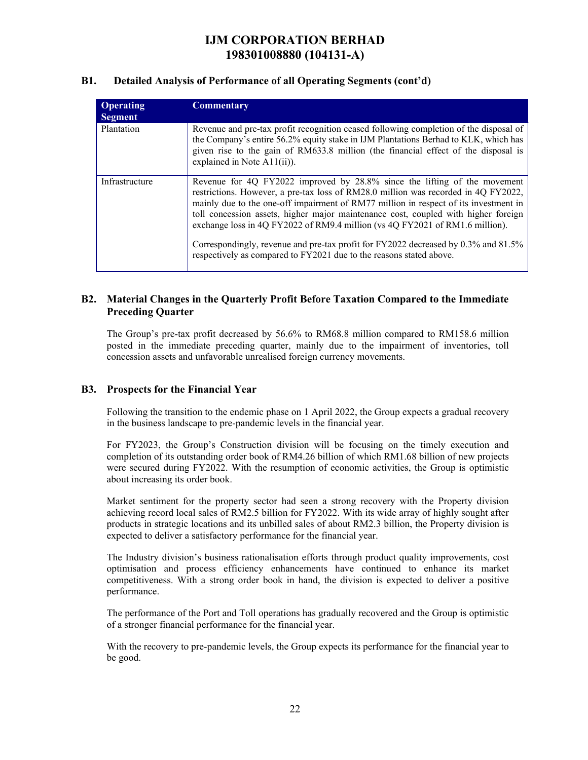## B1. Detailed Analysis of Performance of all Operating Segments (cont'd)

| Operating Segment | Commentary |
|---|---|
| Plantation | Revenue and pre-tax profit recognition ceased following completion of the disposal of the Company's entire 56.2% equity stake in IJM Plantations Berhad to KLK, which has given rise to the gain of RM633.8 million (the financial effect of the disposal is explained in Note A11(ii)). |
| Infrastructure | Revenue for 4Q FY2022 improved by 28.8% since the lifting of the movement restrictions. However, a pre-tax loss of RM28.0 million was recorded in 4Q FY2022, mainly due to the one-off impairment of RM77 million in respect of its investment in toll concession assets, higher major maintenance cost, coupled with higher foreign exchange loss in 4Q FY2022 of RM9.4 million (vs 4Q FY2021 of RM1.6 million).<br><br>Correspondingly, revenue and pre-tax profit for FY2022 decreased by 0.3% and 81.5% respectively as compared to FY2021 due to the reasons stated above. |

## B2. Material Changes in the Quarterly Profit Before Taxation Compared to the Immediate Preceding Quarter

The Group's pre-tax profit decreased by 56.6% to RM68.8 million compared to RM158.6 million posted in the immediate preceding quarter, mainly due to the impairment of inventories, toll concession assets and unfavorable unrealised foreign currency movements.

## B3. Prospects for the Financial Year

Following the transition to the endemic phase on 1 April 2022, the Group expects a gradual recovery in the business landscape to pre-pandemic levels in the financial year.

For FY2023, the Group's Construction division will be focusing on the timely execution and completion of its outstanding order book of RM4.26 billion of which RM1.68 billion of new projects were secured during FY2022. With the resumption of economic activities, the Group is optimistic about increasing its order book.

Market sentiment for the property sector had seen a strong recovery with the Property division achieving record local sales of RM2.5 billion for FY2022. With its wide array of highly sought after products in strategic locations and its unbilled sales of about RM2.3 billion, the Property division is expected to deliver a satisfactory performance for the financial year.

The Industry division's business rationalisation efforts through product quality improvements, cost optimisation and process efficiency enhancements have continued to enhance its market competitiveness. With a strong order book in hand, the division is expected to deliver a positive performance.

The performance of the Port and Toll operations has gradually recovered and the Group is optimistic of a stronger financial performance for the financial year.

With the recovery to pre-pandemic levels, the Group expects its performance for the financial year to be good.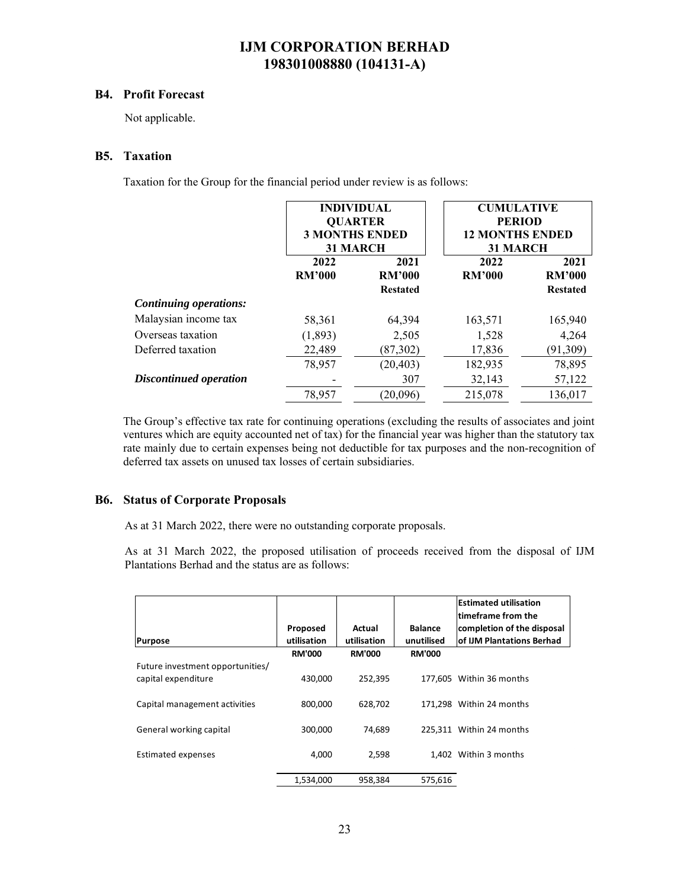# IJM CORPORATION BERHAD
# 198301008880 (104131-A)

## B4. Profit Forecast

Not applicable.

## B5. Taxation

Taxation for the Group for the financial period under review is as follows:

| | INDIVIDUAL QUARTER 3 MONTHS ENDED 31 MARCH | | CUMULATIVE PERIOD 12 MONTHS ENDED 31 MARCH | |
|---|---|---|---|---|
| | 2022 | 2021 | 2022 | 2021 |
| | RM'000 | RM'000 Restated | RM'000 | RM'000 Restated |
| ***Continuing operations:*** | | | | |
| Malaysian income tax | 58,361 | 64,394 | 163,571 | 165,940 |
| Overseas taxation | (1,893) | 2,505 | 1,528 | 4,264 |
| Deferred taxation | 22,489 | (87,302) | 17,836 | (91,309) |
| | 78,957 | (20,403) | 182,935 | 78,895 |
| ***Discontinued operation*** | - | 307 | 32,143 | 57,122 |
| | 78,957 | (20,096) | 215,078 | 136,017 |

The Group's effective tax rate for continuing operations (excluding the results of associates and joint ventures which are equity accounted net of tax) for the financial year was higher than the statutory tax rate mainly due to certain expenses being not deductible for tax purposes and the non-recognition of deferred tax assets on unused tax losses of certain subsidiaries.

## B6. Status of Corporate Proposals

As at 31 March 2022, there were no outstanding corporate proposals.

As at 31 March 2022, the proposed utilisation of proceeds received from the disposal of IJM Plantations Berhad and the status are as follows:

| Purpose | Proposed utilisation | Actual utilisation | Balance unutilised | Estimated utilisation timeframe from the completion of the disposal of IJM Plantations Berhad |
|---|---|---|---|---|
| | RM'000 | RM'000 | RM'000 | |
| Future investment opportunities/ capital expenditure | 430,000 | 252,395 | 177,605 | Within 36 months |
| Capital management activities | 800,000 | 628,702 | 171,298 | Within 24 months |
| General working capital | 300,000 | 74,689 | 225,311 | Within 24 months |
| Estimated expenses | 4,000 | 2,598 | 1,402 | Within 3 months |
| | 1,534,000 | 958,384 | 575,616 | |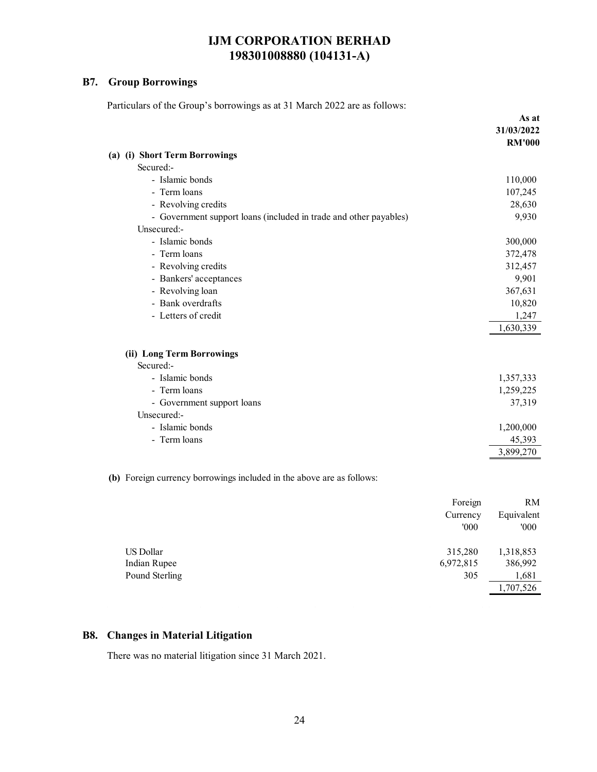# IJM CORPORATION BERHAD
# 198301008880 (104131-A)

## B7. Group Borrowings

Particulars of the Group's borrowings as at 31 March 2022 are as follows:

| | As at 31/03/2022 RM'000 |
|---|---|
| **(a) (i) Short Term Borrowings** | |
| Secured:- | |
| - Islamic bonds | 110,000 |
| - Term loans | 107,245 |
| - Revolving credits | 28,630 |
| - Government support loans (included in trade and other payables) | 9,930 |
| Unsecured:- | |
| - Islamic bonds | 300,000 |
| - Term loans | 372,478 |
| - Revolving credits | 312,457 |
| - Bankers' acceptances | 9,901 |
| - Revolving loan | 367,631 |
| - Bank overdrafts | 10,820 |
| - Letters of credit | 1,247 |
| | 1,630,339 |
| **(ii) Long Term Borrowings** | |
| Secured:- | |
| - Islamic bonds | 1,357,333 |
| - Term loans | 1,259,225 |
| - Government support loans | 37,319 |
| Unsecured:- | |
| - Islamic bonds | 1,200,000 |
| - Term loans | 45,393 |
| | 3,899,270 |

**(b)** Foreign currency borrowings included in the above are as follows:

| | Foreign Currency '000 | RM Equivalent '000 |
|---|---|---|
| US Dollar | 315,280 | 1,318,853 |
| Indian Rupee | 6,972,815 | 386,992 |
| Pound Sterling | 305 | 1,681 |
| | | 1,707,526 |

## B8. Changes in Material Litigation

There was no material litigation since 31 March 2021.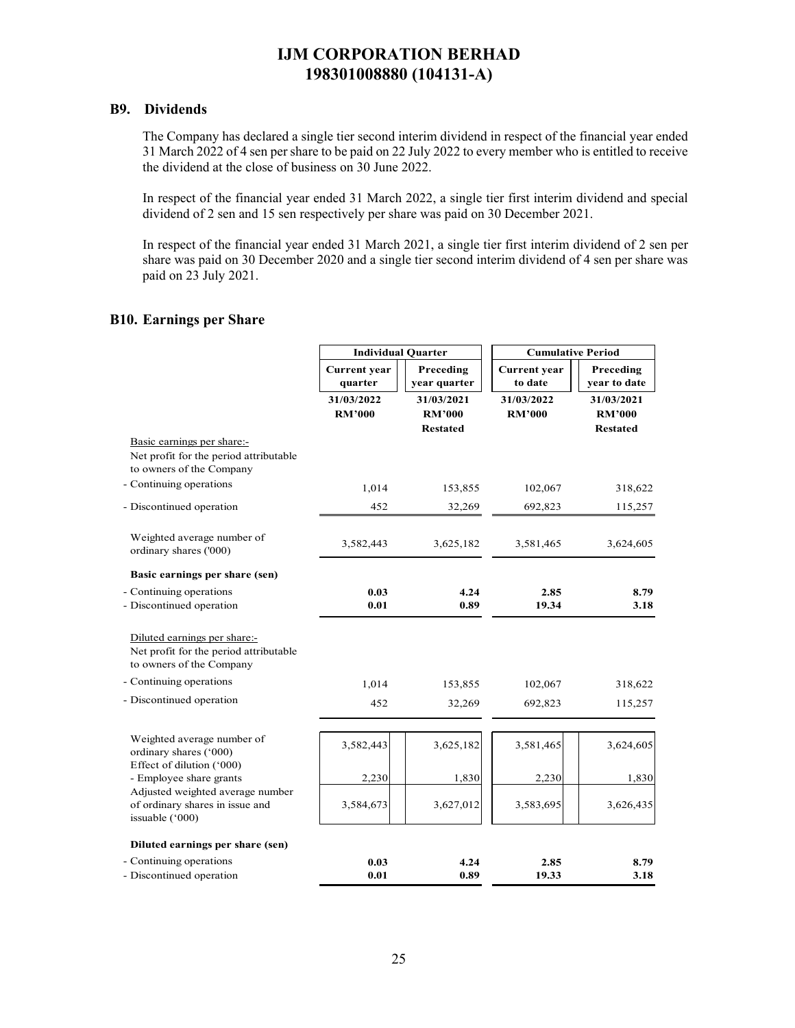## B9. Dividends

The Company has declared a single tier second interim dividend in respect of the financial year ended 31 March 2022 of 4 sen per share to be paid on 22 July 2022 to every member who is entitled to receive the dividend at the close of business on 30 June 2022.

In respect of the financial year ended 31 March 2022, a single tier first interim dividend and special dividend of 2 sen and 15 sen respectively per share was paid on 30 December 2021.

In respect of the financial year ended 31 March 2021, a single tier first interim dividend of 2 sen per share was paid on 30 December 2020 and a single tier second interim dividend of 4 sen per share was paid on 23 July 2021.

## B10. Earnings per Share

| | Individual Quarter | | Cumulative Period | |
|---|---|---|---|---|
| | Current year quarter | Preceding year quarter | Current year to date | Preceding year to date |
| | 31/03/2022 RM'000 | 31/03/2021 RM'000 Restated | 31/03/2022 RM'000 | 31/03/2021 RM'000 Restated |
| Basic earnings per share:- | | | | |
| Net profit for the period attributable to owners of the Company | | | | |
| - Continuing operations | 1,014 | 153,855 | 102,067 | 318,622 |
| - Discontinued operation | 452 | 32,269 | 692,823 | 115,257 |
| Weighted average number of ordinary shares ('000) | 3,582,443 | 3,625,182 | 3,581,465 | 3,624,605 |
| **Basic earnings per share (sen)** | | | | |
| - Continuing operations | **0.03** | **4.24** | **2.85** | **8.79** |
| - Discontinued operation | **0.01** | **0.89** | **19.34** | **3.18** |
| Diluted earnings per share:- | | | | |
| Net profit for the period attributable to owners of the Company | | | | |
| - Continuing operations | 1,014 | 153,855 | 102,067 | 318,622 |
| - Discontinued operation | 452 | 32,269 | 692,823 | 115,257 |
| Weighted average number of ordinary shares ('000) | 3,582,443 | 3,625,182 | 3,581,465 | 3,624,605 |
| Effect of dilution ('000) | | | | |
| - Employee share grants | 2,230 | 1,830 | 2,230 | 1,830 |
| Adjusted weighted average number of ordinary shares in issue and issuable ('000) | 3,584,673 | 3,627,012 | 3,583,695 | 3,626,435 |
| **Diluted earnings per share (sen)** | | | | |
| - Continuing operations | **0.03** | **4.24** | **2.85** | **8.79** |
| - Discontinued operation | **0.01** | **0.89** | **19.33** | **3.18** |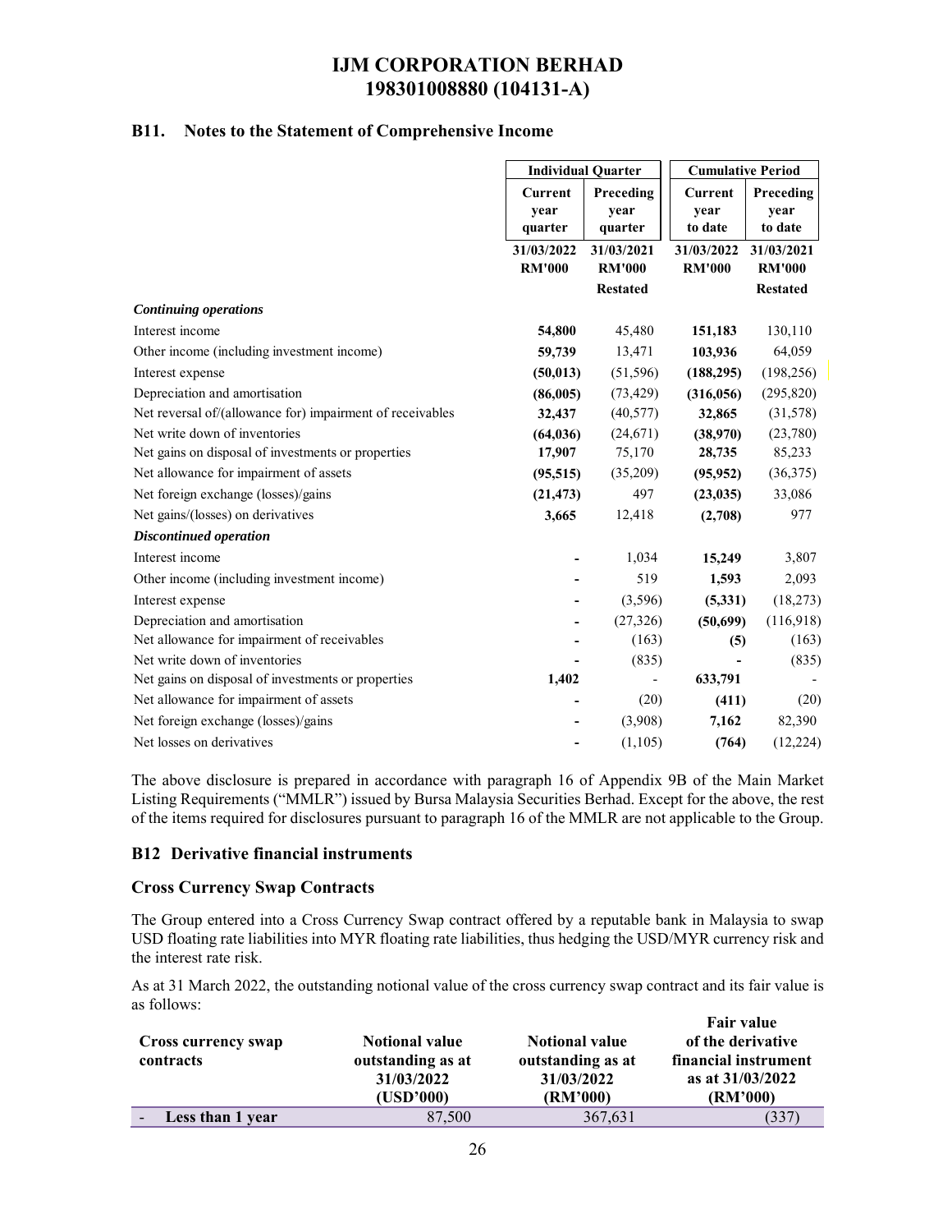# IJM CORPORATION BERHAD
# 198301008880 (104131-A)

## B11. Notes to the Statement of Comprehensive Income

| | Individual Quarter | | Cumulative Period | |
|---|---|---|---|---|
| | Current year quarter | Preceding year quarter | Current year to date | Preceding year to date |
| | 31/03/2022 RM'000 | 31/03/2021 RM'000 Restated | 31/03/2022 RM'000 | 31/03/2021 RM'000 Restated |
| ***Continuing operations*** | | | | |
| Interest income | **54,800** | 45,480 | **151,183** | 130,110 |
| Other income (including investment income) | **59,739** | 13,471 | **103,936** | 64,059 |
| Interest expense | **(50,013)** | (51,596) | **(188,295)** | (198,256) |
| Depreciation and amortisation | **(86,005)** | (73,429) | **(316,056)** | (295,820) |
| Net reversal of/(allowance for) impairment of receivables | **32,437** | (40,577) | **32,865** | (31,578) |
| Net write down of inventories | **(64,036)** | (24,671) | **(38,970)** | (23,780) |
| Net gains on disposal of investments or properties | **17,907** | 75,170 | **28,735** | 85,233 |
| Net allowance for impairment of assets | **(95,515)** | (35,209) | **(95,952)** | (36,375) |
| Net foreign exchange (losses)/gains | **(21,473)** | 497 | **(23,035)** | 33,086 |
| Net gains/(losses) on derivatives | **3,665** | 12,418 | **(2,708)** | 977 |
| ***Discontinued operation*** | | | | |
| Interest income | **-** | 1,034 | **15,249** | 3,807 |
| Other income (including investment income) | **-** | 519 | **1,593** | 2,093 |
| Interest expense | **-** | (3,596) | **(5,331)** | (18,273) |
| Depreciation and amortisation | **-** | (27,326) | **(50,699)** | (116,918) |
| Net allowance for impairment of receivables | **-** | (163) | **(5)** | (163) |
| Net write down of inventories | **-** | (835) | **-** | (835) |
| Net gains on disposal of investments or properties | **1,402** | - | **633,791** | - |
| Net allowance for impairment of assets | **-** | (20) | **(411)** | (20) |
| Net foreign exchange (losses)/gains | **-** | (3,908) | **7,162** | 82,390 |
| Net losses on derivatives | **-** | (1,105) | **(764)** | (12,224) |

The above disclosure is prepared in accordance with paragraph 16 of Appendix 9B of the Main Market Listing Requirements ("MMLR") issued by Bursa Malaysia Securities Berhad. Except for the above, the rest of the items required for disclosures pursuant to paragraph 16 of the MMLR are not applicable to the Group.

## B12 Derivative financial instruments

### Cross Currency Swap Contracts

The Group entered into a Cross Currency Swap contract offered by a reputable bank in Malaysia to swap USD floating rate liabilities into MYR floating rate liabilities, thus hedging the USD/MYR currency risk and the interest rate risk.

As at 31 March 2022, the outstanding notional value of the cross currency swap contract and its fair value is as follows:

| Cross currency swap contracts | Notional value outstanding as at 31/03/2022 (USD'000) | Notional value outstanding as at 31/03/2022 (RM'000) | Fair value of the derivative financial instrument as at 31/03/2022 (RM'000) |
|---|---|---|---|
| - **Less than 1 year** | 87,500 | 367,631 | (337) |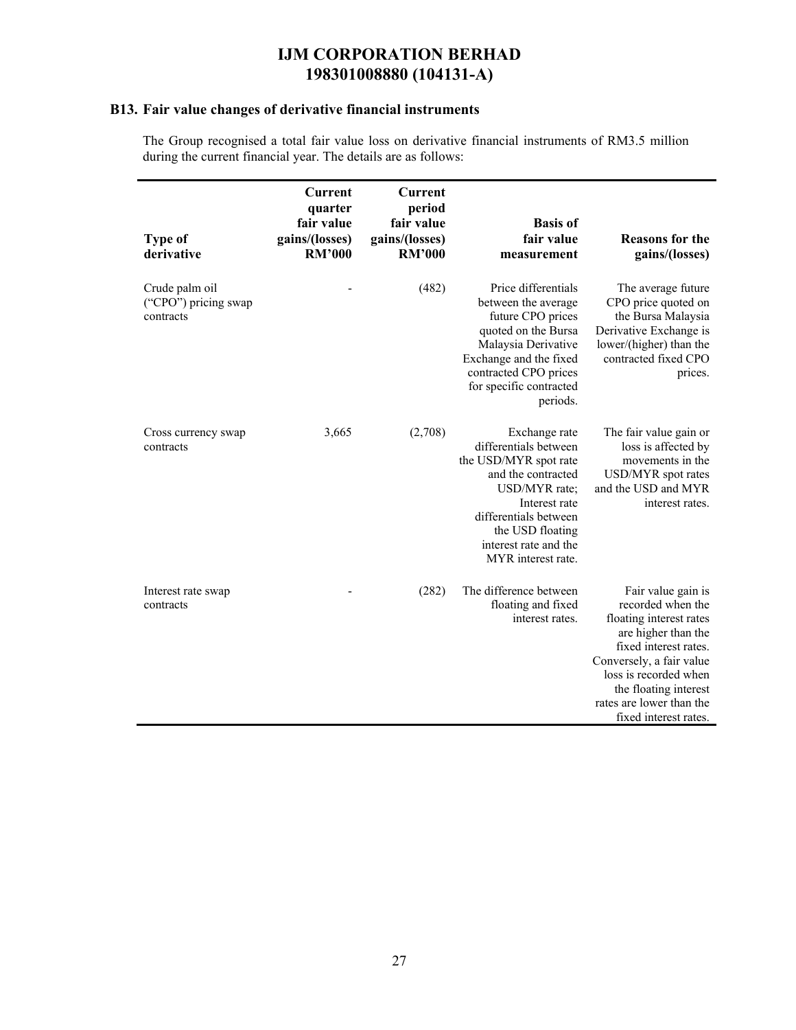# IJM CORPORATION BERHAD
# 198301008880 (104131-A)

## B13. Fair value changes of derivative financial instruments

The Group recognised a total fair value loss on derivative financial instruments of RM3.5 million during the current financial year. The details are as follows:

| Type of derivative | Current quarter fair value gains/(losses) RM'000 | Current period fair value gains/(losses) RM'000 | Basis of fair value measurement | Reasons for the gains/(losses) |
|---|---|---|---|---|
| Crude palm oil ("CPO") pricing swap contracts | - | (482) | Price differentials between the average future CPO prices quoted on the Bursa Malaysia Derivative Exchange and the fixed contracted CPO prices for specific contracted periods. | The average future CPO price quoted on the Bursa Malaysia Derivative Exchange is lower/(higher) than the contracted fixed CPO prices. |
| Cross currency swap contracts | 3,665 | (2,708) | Exchange rate differentials between the USD/MYR spot rate and the contracted USD/MYR rate; Interest rate differentials between the USD floating interest rate and the MYR interest rate. | The fair value gain or loss is affected by movements in the USD/MYR spot rates and the USD and MYR interest rates. |
| Interest rate swap contracts | - | (282) | The difference between floating and fixed interest rates. | Fair value gain is recorded when the floating interest rates are higher than the fixed interest rates. Conversely, a fair value loss is recorded when the floating interest rates are lower than the fixed interest rates. |